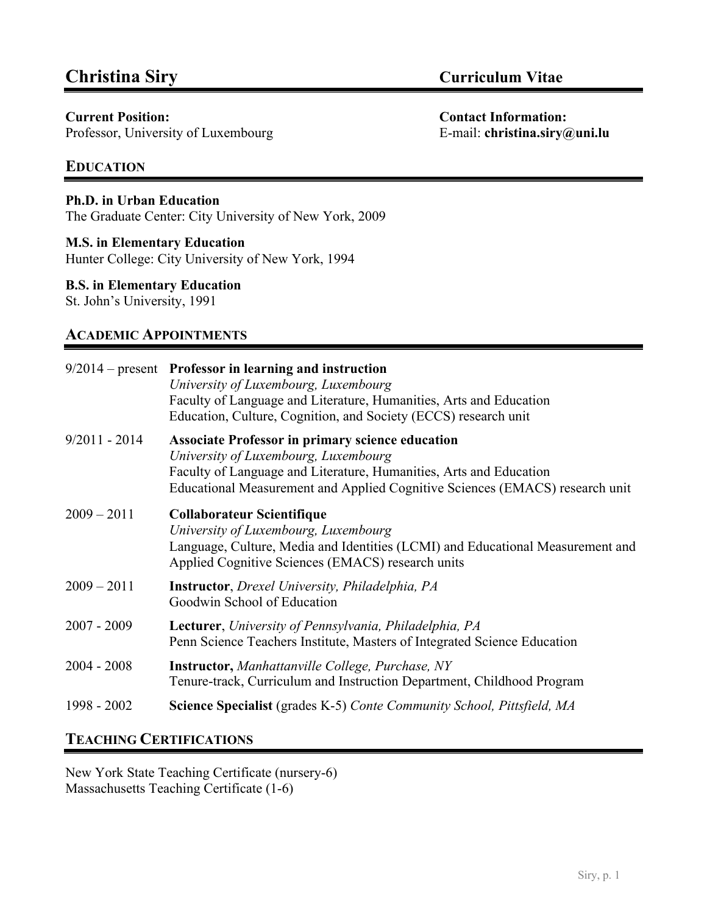# Christina Siry — Curriculum Vitae

**Current Position:**
Professor, University of Luxembourg

**Contact Information:**
E-mail: **christina.siry@uni.lu**

## EDUCATION

**Ph.D. in Urban Education**
The Graduate Center: City University of New York, 2009

**M.S. in Elementary Education**
Hunter College: City University of New York, 1994

**B.S. in Elementary Education**
St. John's University, 1991

## ACADEMIC APPOINTMENTS

9/2014 – present **Professor in learning and instruction**
*University of Luxembourg, Luxembourg*
Faculty of Language and Literature, Humanities, Arts and Education
Education, Culture, Cognition, and Society (ECCS) research unit

9/2011 - 2014 **Associate Professor in primary science education**
*University of Luxembourg, Luxembourg*
Faculty of Language and Literature, Humanities, Arts and Education
Educational Measurement and Applied Cognitive Sciences (EMACS) research unit

2009 – 2011 **Collaborateur Scientifique**
*University of Luxembourg, Luxembourg*
Language, Culture, Media and Identities (LCMI) and Educational Measurement and Applied Cognitive Sciences (EMACS) research units

2009 – 2011 **Instructor**, *Drexel University, Philadelphia, PA*
Goodwin School of Education

2007 - 2009 **Lecturer**, *University of Pennsylvania, Philadelphia, PA*
Penn Science Teachers Institute, Masters of Integrated Science Education

2004 - 2008 **Instructor,** *Manhattanville College, Purchase, NY*
Tenure-track, Curriculum and Instruction Department, Childhood Program

1998 - 2002 **Science Specialist** (grades K-5) *Conte Community School, Pittsfield, MA*

## TEACHING CERTIFICATIONS

New York State Teaching Certificate (nursery-6)
Massachusetts Teaching Certificate (1-6)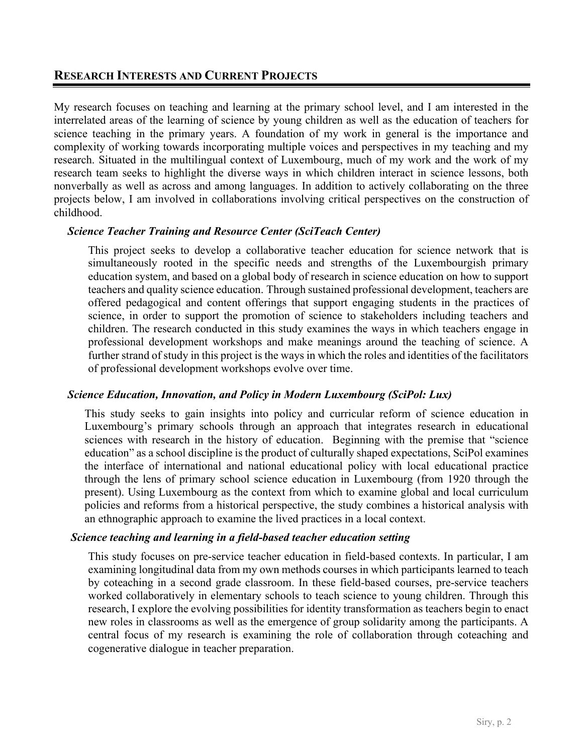## Research Interests and Current Projects

My research focuses on teaching and learning at the primary school level, and I am interested in the interrelated areas of the learning of science by young children as well as the education of teachers for science teaching in the primary years. A foundation of my work in general is the importance and complexity of working towards incorporating multiple voices and perspectives in my teaching and my research. Situated in the multilingual context of Luxembourg, much of my work and the work of my research team seeks to highlight the diverse ways in which children interact in science lessons, both nonverbally as well as across and among languages. In addition to actively collaborating on the three projects below, I am involved in collaborations involving critical perspectives on the construction of childhood.

### *Science Teacher Training and Resource Center (SciTeach Center)*

This project seeks to develop a collaborative teacher education for science network that is simultaneously rooted in the specific needs and strengths of the Luxembourgish primary education system, and based on a global body of research in science education on how to support teachers and quality science education. Through sustained professional development, teachers are offered pedagogical and content offerings that support engaging students in the practices of science, in order to support the promotion of science to stakeholders including teachers and children. The research conducted in this study examines the ways in which teachers engage in professional development workshops and make meanings around the teaching of science. A further strand of study in this project is the ways in which the roles and identities of the facilitators of professional development workshops evolve over time.

### *Science Education, Innovation, and Policy in Modern Luxembourg (SciPol: Lux)*

This study seeks to gain insights into policy and curricular reform of science education in Luxembourg's primary schools through an approach that integrates research in educational sciences with research in the history of education. Beginning with the premise that "science education" as a school discipline is the product of culturally shaped expectations, SciPol examines the interface of international and national educational policy with local educational practice through the lens of primary school science education in Luxembourg (from 1920 through the present). Using Luxembourg as the context from which to examine global and local curriculum policies and reforms from a historical perspective, the study combines a historical analysis with an ethnographic approach to examine the lived practices in a local context.

### *Science teaching and learning in a field-based teacher education setting*

This study focuses on pre-service teacher education in field-based contexts. In particular, I am examining longitudinal data from my own methods courses in which participants learned to teach by coteaching in a second grade classroom. In these field-based courses, pre-service teachers worked collaboratively in elementary schools to teach science to young children. Through this research, I explore the evolving possibilities for identity transformation as teachers begin to enact new roles in classrooms as well as the emergence of group solidarity among the participants. A central focus of my research is examining the role of collaboration through coteaching and cogenerative dialogue in teacher preparation.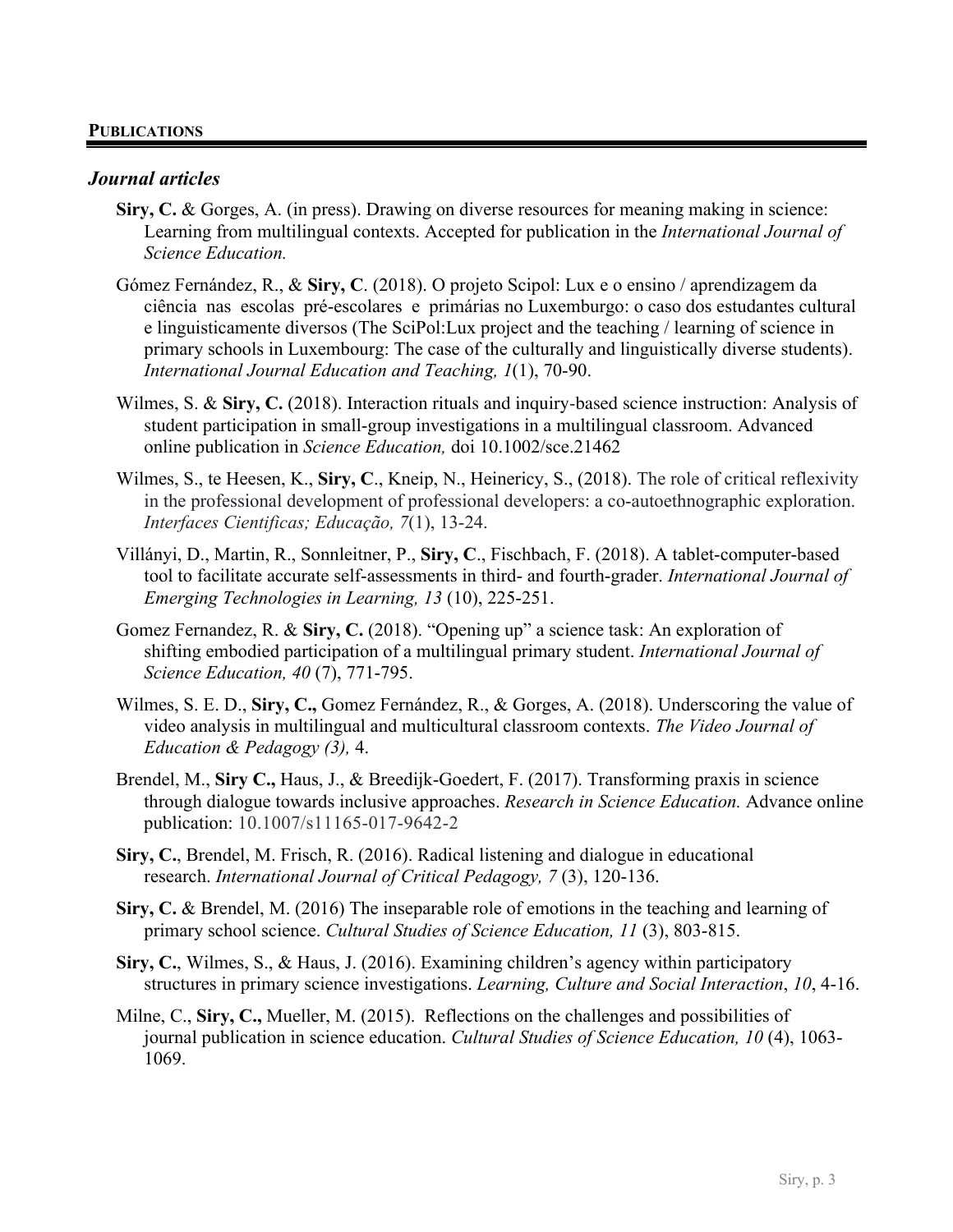**PUBLICATIONS**

## *Journal articles*

**Siry, C.** & Gorges, A. (in press). Drawing on diverse resources for meaning making in science: Learning from multilingual contexts. Accepted for publication in the *International Journal of Science Education.*

Gómez Fernández, R., & **Siry, C**. (2018). O projeto Scipol: Lux e o ensino / aprendizagem da ciência nas escolas pré-escolares e primárias no Luxemburgo: o caso dos estudantes cultural e linguisticamente diversos (The SciPol:Lux project and the teaching / learning of science in primary schools in Luxembourg: The case of the culturally and linguistically diverse students). *International Journal Education and Teaching, 1*(1), 70-90.

Wilmes, S. & **Siry, C.** (2018). Interaction rituals and inquiry-based science instruction: Analysis of student participation in small-group investigations in a multilingual classroom. Advanced online publication in *Science Education,* doi 10.1002/sce.21462

Wilmes, S., te Heesen, K., **Siry, C**., Kneip, N., Heinericy, S., (2018). The role of critical reflexivity in the professional development of professional developers: a co-autoethnographic exploration. *Interfaces Cientificas; Educação, 7*(1), 13-24.

Villányi, D., Martin, R., Sonnleitner, P., **Siry, C**., Fischbach, F. (2018). A tablet-computer-based tool to facilitate accurate self-assessments in third- and fourth-grader. *International Journal of Emerging Technologies in Learning, 13* (10), 225-251.

Gomez Fernandez, R. & **Siry, C.** (2018). "Opening up" a science task: An exploration of shifting embodied participation of a multilingual primary student. *International Journal of Science Education, 40* (7), 771-795.

Wilmes, S. E. D., **Siry, C.,** Gomez Fernández, R., & Gorges, A. (2018). Underscoring the value of video analysis in multilingual and multicultural classroom contexts. *The Video Journal of Education & Pedagogy (3),* 4.

Brendel, M., **Siry C.,** Haus, J., & Breedijk-Goedert, F. (2017). Transforming praxis in science through dialogue towards inclusive approaches. *Research in Science Education.* Advance online publication: 10.1007/s11165-017-9642-2

**Siry, C.**, Brendel, M. Frisch, R. (2016). Radical listening and dialogue in educational research. *International Journal of Critical Pedagogy, 7* (3), 120-136.

**Siry, C.** & Brendel, M. (2016) The inseparable role of emotions in the teaching and learning of primary school science. *Cultural Studies of Science Education, 11* (3), 803-815.

**Siry, C.**, Wilmes, S., & Haus, J. (2016). Examining children's agency within participatory structures in primary science investigations. *Learning, Culture and Social Interaction*, *10*, 4-16.

Milne, C., **Siry, C.,** Mueller, M. (2015). Reflections on the challenges and possibilities of journal publication in science education. *Cultural Studies of Science Education, 10* (4), 1063-1069.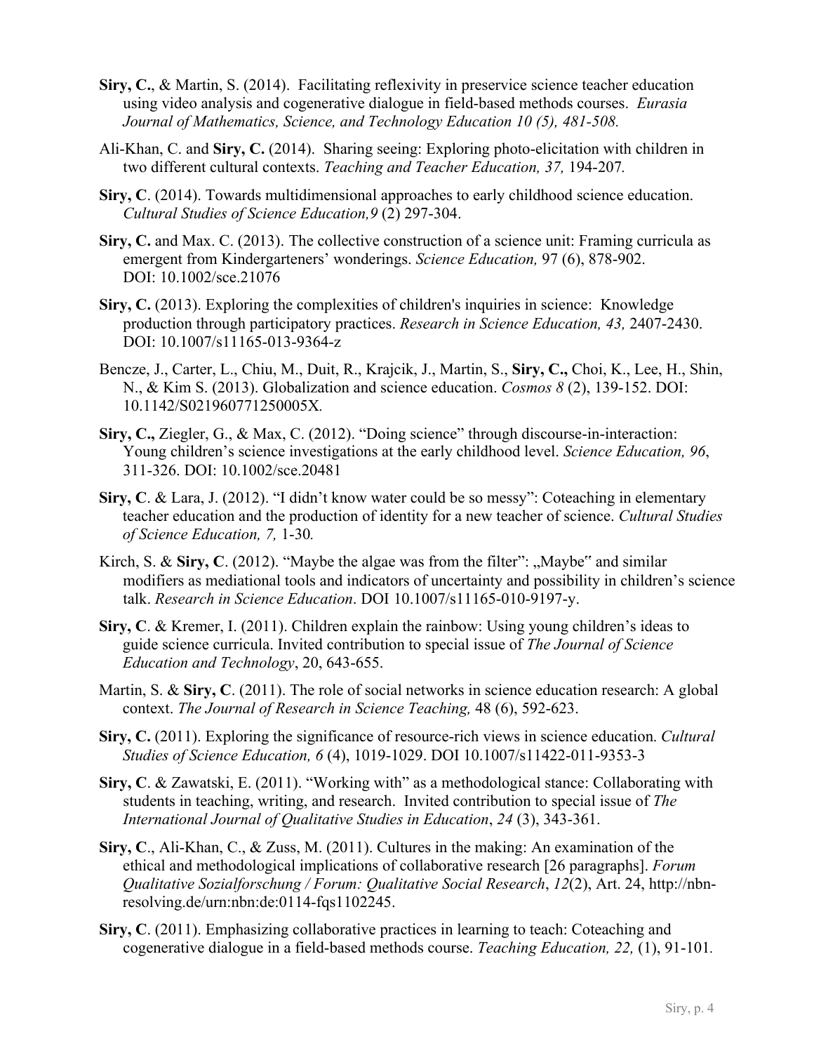**Siry, C.**, & Martin, S. (2014). Facilitating reflexivity in preservice science teacher education using video analysis and cogenerative dialogue in field-based methods courses. *Eurasia Journal of Mathematics, Science, and Technology Education 10 (5), 481-508.*

Ali-Khan, C. and **Siry, C.** (2014). Sharing seeing: Exploring photo-elicitation with children in two different cultural contexts. *Teaching and Teacher Education, 37,* 194-207*.*

**Siry, C**. (2014). Towards multidimensional approaches to early childhood science education. *Cultural Studies of Science Education,9* (2) 297-304.

**Siry, C.** and Max. C. (2013). The collective construction of a science unit: Framing curricula as emergent from Kindergarteners' wonderings. *Science Education,* 97 (6), 878-902. DOI: 10.1002/sce.21076

**Siry, C.** (2013). Exploring the complexities of children's inquiries in science: Knowledge production through participatory practices. *Research in Science Education, 43,* 2407-2430. DOI: 10.1007/s11165-013-9364-z

Bencze, J., Carter, L., Chiu, M., Duit, R., Krajcik, J., Martin, S., **Siry, C.,** Choi, K., Lee, H., Shin, N., & Kim S. (2013). Globalization and science education. *Cosmos 8* (2), 139-152. DOI: 10.1142/S021960771250005X*.*

**Siry, C.,** Ziegler, G., & Max, C. (2012). "Doing science" through discourse-in-interaction: Young children's science investigations at the early childhood level. *Science Education, 96*, 311-326. DOI: 10.1002/sce.20481

**Siry, C**. & Lara, J. (2012). "I didn't know water could be so messy": Coteaching in elementary teacher education and the production of identity for a new teacher of science. *Cultural Studies of Science Education, 7,* 1-30*.*

Kirch, S. & **Siry, C**. (2012). "Maybe the algae was from the filter": „Maybe" and similar modifiers as mediational tools and indicators of uncertainty and possibility in children's science talk. *Research in Science Education*. DOI 10.1007/s11165-010-9197-y.

**Siry, C**. & Kremer, I. (2011). Children explain the rainbow: Using young children's ideas to guide science curricula. Invited contribution to special issue of *The Journal of Science Education and Technology*, 20, 643-655.

Martin, S. & **Siry, C**. (2011). The role of social networks in science education research: A global context. *The Journal of Research in Science Teaching,* 48 (6), 592-623.

**Siry, C.** (2011). Exploring the significance of resource-rich views in science education. *Cultural Studies of Science Education, 6* (4), 1019-1029. DOI 10.1007/s11422-011-9353-3

**Siry, C**. & Zawatski, E. (2011). "Working with" as a methodological stance: Collaborating with students in teaching, writing, and research. Invited contribution to special issue of *The International Journal of Qualitative Studies in Education*, *24* (3), 343-361.

**Siry, C**., Ali-Khan, C., & Zuss, M. (2011). Cultures in the making: An examination of the ethical and methodological implications of collaborative research [26 paragraphs]. *Forum Qualitative Sozialforschung / Forum: Qualitative Social Research*, *12*(2), Art. 24, http://nbn-resolving.de/urn:nbn:de:0114-fqs1102245.

**Siry, C**. (2011). Emphasizing collaborative practices in learning to teach: Coteaching and cogenerative dialogue in a field-based methods course. *Teaching Education, 22,* (1), 91-101.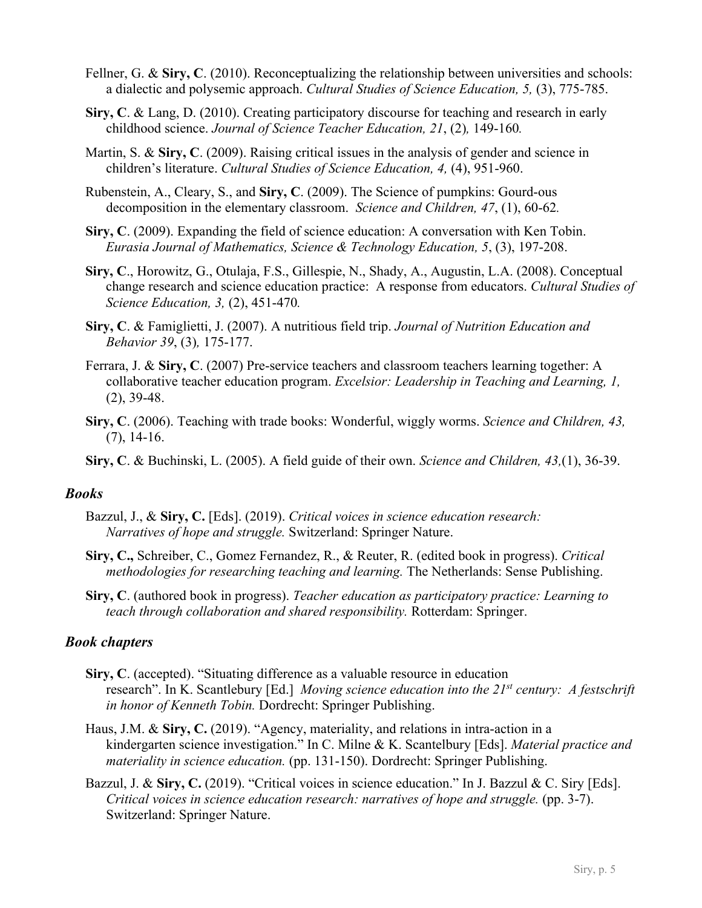Fellner, G. & **Siry, C**. (2010). Reconceptualizing the relationship between universities and schools: a dialectic and polysemic approach. *Cultural Studies of Science Education, 5,* (3), 775-785.

**Siry, C**. & Lang, D. (2010). Creating participatory discourse for teaching and research in early childhood science. *Journal of Science Teacher Education, 21*, (2)*,* 149-160*.*

Martin, S. & **Siry, C**. (2009). Raising critical issues in the analysis of gender and science in children's literature. *Cultural Studies of Science Education, 4,* (4), 951-960.

Rubenstein, A., Cleary, S., and **Siry, C**. (2009). The Science of pumpkins: Gourd-ous decomposition in the elementary classroom. *Science and Children, 47*, (1), 60-62*.*

**Siry, C**. (2009). Expanding the field of science education: A conversation with Ken Tobin. *Eurasia Journal of Mathematics, Science & Technology Education, 5*, (3), 197-208.

**Siry, C**., Horowitz, G., Otulaja, F.S., Gillespie, N., Shady, A., Augustin, L.A. (2008). Conceptual change research and science education practice: A response from educators. *Cultural Studies of Science Education, 3,* (2), 451-470*.*

**Siry, C**. & Famiglietti, J. (2007). A nutritious field trip. *Journal of Nutrition Education and Behavior 39*, (3)*,* 175-177.

Ferrara, J. & **Siry, C**. (2007) Pre-service teachers and classroom teachers learning together: A collaborative teacher education program. *Excelsior: Leadership in Teaching and Learning, 1,* (2), 39-48.

**Siry, C**. (2006). Teaching with trade books: Wonderful, wiggly worms. *Science and Children, 43,* (7), 14-16.

**Siry, C**. & Buchinski, L. (2005). A field guide of their own. *Science and Children, 43,*(1), 36-39.

### *Books*

Bazzul, J., & **Siry, C.** [Eds]. (2019). *Critical voices in science education research: Narratives of hope and struggle.* Switzerland: Springer Nature.

**Siry, C.,** Schreiber, C., Gomez Fernandez, R., & Reuter, R. (edited book in progress). *Critical methodologies for researching teaching and learning.* The Netherlands: Sense Publishing.

**Siry, C**. (authored book in progress). *Teacher education as participatory practice: Learning to teach through collaboration and shared responsibility.* Rotterdam: Springer.

### *Book chapters*

**Siry, C**. (accepted). "Situating difference as a valuable resource in education research". In K. Scantlebury [Ed.] *Moving science education into the 21st century: A festschrift in honor of Kenneth Tobin.* Dordrecht: Springer Publishing.

Haus, J.M. & **Siry, C.** (2019). "Agency, materiality, and relations in intra-action in a kindergarten science investigation." In C. Milne & K. Scantelbury [Eds]. *Material practice and materiality in science education.* (pp. 131-150). Dordrecht: Springer Publishing.

Bazzul, J. & **Siry, C.** (2019). "Critical voices in science education." In J. Bazzul & C. Siry [Eds]. *Critical voices in science education research: narratives of hope and struggle.* (pp. 3-7). Switzerland: Springer Nature.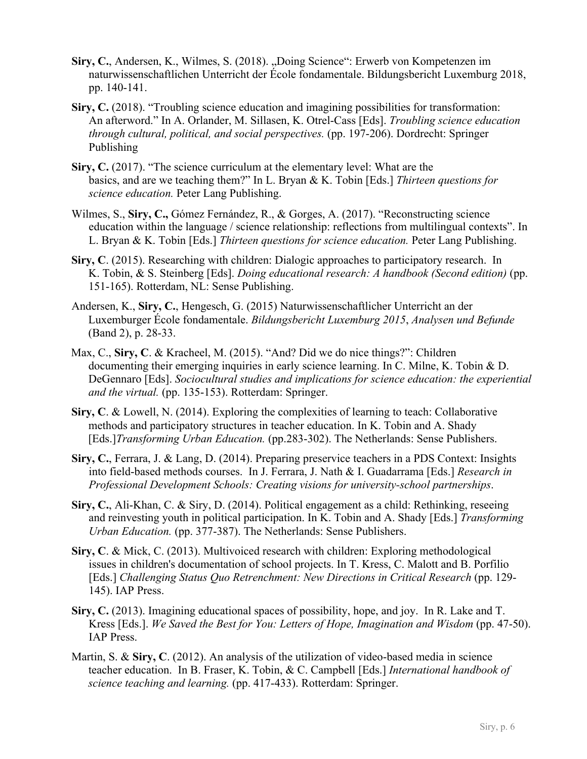**Siry, C.**, Andersen, K., Wilmes, S. (2018). „Doing Science": Erwerb von Kompetenzen im naturwissenschaftlichen Unterricht der École fondamentale. Bildungsbericht Luxemburg 2018, pp. 140-141.

**Siry, C.** (2018). "Troubling science education and imagining possibilities for transformation: An afterword." In A. Orlander, M. Sillasen, K. Otrel-Cass [Eds]. *Troubling science education through cultural, political, and social perspectives.* (pp. 197-206). Dordrecht: Springer Publishing

**Siry, C.** (2017). "The science curriculum at the elementary level: What are the basics, and are we teaching them?" In L. Bryan & K. Tobin [Eds.] *Thirteen questions for science education.* Peter Lang Publishing.

Wilmes, S., **Siry, C.,** Gómez Fernández, R., & Gorges, A. (2017). "Reconstructing science education within the language / science relationship: reflections from multilingual contexts". In L. Bryan & K. Tobin [Eds.] *Thirteen questions for science education.* Peter Lang Publishing.

**Siry, C**. (2015). Researching with children: Dialogic approaches to participatory research. In K. Tobin, & S. Steinberg [Eds]. *Doing educational research: A handbook (Second edition)* (pp. 151-165). Rotterdam, NL: Sense Publishing.

Andersen, K., **Siry, C.**, Hengesch, G. (2015) Naturwissenschaftlicher Unterricht an der Luxemburger École fondamentale. *Bildungsbericht Luxemburg 2015*, *Analysen und Befunde* (Band 2), p. 28-33.

Max, C., **Siry, C**. & Kracheel, M. (2015). "And? Did we do nice things?": Children documenting their emerging inquiries in early science learning. In C. Milne, K. Tobin & D. DeGennaro [Eds]. *Sociocultural studies and implications for science education: the experiential and the virtual.* (pp. 135-153). Rotterdam: Springer.

**Siry, C**. & Lowell, N. (2014). Exploring the complexities of learning to teach: Collaborative methods and participatory structures in teacher education. In K. Tobin and A. Shady [Eds.]*Transforming Urban Education.* (pp.283-302). The Netherlands: Sense Publishers.

**Siry, C.**, Ferrara, J. & Lang, D. (2014). Preparing preservice teachers in a PDS Context: Insights into field-based methods courses. In J. Ferrara, J. Nath & I. Guadarrama [Eds.] *Research in Professional Development Schools: Creating visions for university-school partnerships*.

**Siry, C.**, Ali-Khan, C. & Siry, D. (2014). Political engagement as a child: Rethinking, reseeing and reinvesting youth in political participation. In K. Tobin and A. Shady [Eds.] *Transforming Urban Education.* (pp. 377-387). The Netherlands: Sense Publishers.

**Siry, C**. & Mick, C. (2013). Multivoiced research with children: Exploring methodological issues in children's documentation of school projects. In T. Kress, C. Malott and B. Porfilio [Eds.] *Challenging Status Quo Retrenchment: New Directions in Critical Research* (pp. 129-145). IAP Press.

**Siry, C.** (2013). Imagining educational spaces of possibility, hope, and joy. In R. Lake and T. Kress [Eds.]. *We Saved the Best for You: Letters of Hope, Imagination and Wisdom* (pp. 47-50). IAP Press.

Martin, S. & **Siry, C**. (2012). An analysis of the utilization of video-based media in science teacher education. In B. Fraser, K. Tobin, & C. Campbell [Eds.] *International handbook of science teaching and learning.* (pp. 417-433). Rotterdam: Springer.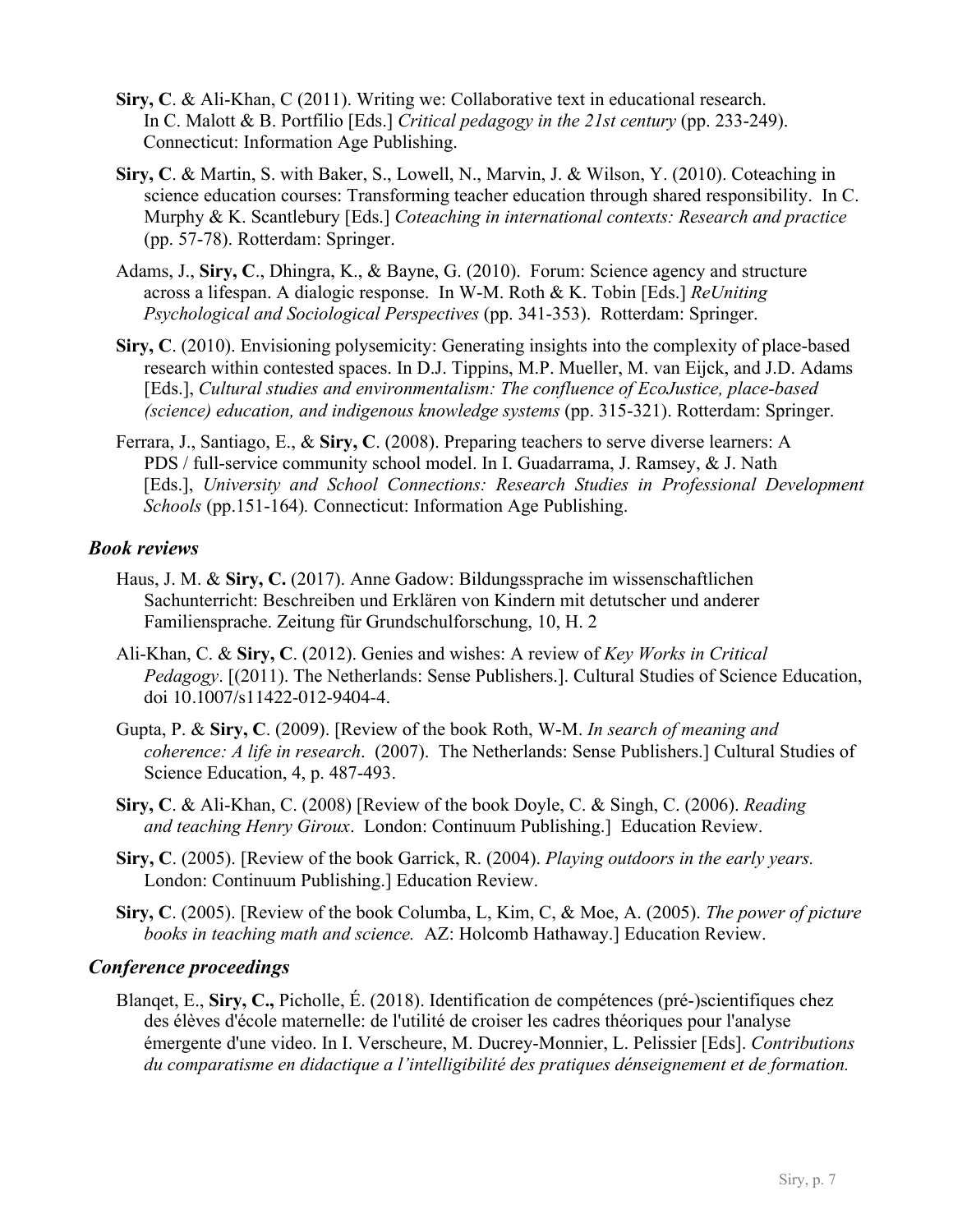**Siry, C**. & Ali-Khan, C (2011). Writing we: Collaborative text in educational research. In C. Malott & B. Portfilio [Eds.] *Critical pedagogy in the 21st century* (pp. 233-249). Connecticut: Information Age Publishing.

**Siry, C**. & Martin, S. with Baker, S., Lowell, N., Marvin, J. & Wilson, Y. (2010). Coteaching in science education courses: Transforming teacher education through shared responsibility. In C. Murphy & K. Scantlebury [Eds.] *Coteaching in international contexts: Research and practice* (pp. 57-78). Rotterdam: Springer.

Adams, J., **Siry, C**., Dhingra, K., & Bayne, G. (2010). Forum: Science agency and structure across a lifespan. A dialogic response. In W-M. Roth & K. Tobin [Eds.] *ReUniting Psychological and Sociological Perspectives* (pp. 341-353). Rotterdam: Springer.

**Siry, C**. (2010). Envisioning polysemicity: Generating insights into the complexity of place-based research within contested spaces. In D.J. Tippins, M.P. Mueller, M. van Eijck, and J.D. Adams [Eds.], *Cultural studies and environmentalism: The confluence of EcoJustice, place-based (science) education, and indigenous knowledge systems* (pp. 315-321). Rotterdam: Springer.

Ferrara, J., Santiago, E., & **Siry, C**. (2008). Preparing teachers to serve diverse learners: A PDS / full-service community school model. In I. Guadarrama, J. Ramsey, & J. Nath [Eds.], *University and School Connections: Research Studies in Professional Development Schools* (pp.151-164). Connecticut: Information Age Publishing.

### *Book reviews*

Haus, J. M. & **Siry, C.** (2017). Anne Gadow: Bildungssprache im wissenschaftlichen Sachunterricht: Beschreiben und Erklären von Kindern mit detutscher und anderer Familiensprache. Zeitung für Grundschulforschung, 10, H. 2

Ali-Khan, C. & **Siry, C**. (2012). Genies and wishes: A review of *Key Works in Critical Pedagogy*. [(2011). The Netherlands: Sense Publishers.]. Cultural Studies of Science Education, doi 10.1007/s11422-012-9404-4.

Gupta, P. & **Siry, C**. (2009). [Review of the book Roth, W-M. *In search of meaning and coherence: A life in research*. (2007). The Netherlands: Sense Publishers.] Cultural Studies of Science Education, 4, p. 487-493.

**Siry, C**. & Ali-Khan, C. (2008) [Review of the book Doyle, C. & Singh, C. (2006). *Reading and teaching Henry Giroux*. London: Continuum Publishing.] Education Review.

**Siry, C**. (2005). [Review of the book Garrick, R. (2004). *Playing outdoors in the early years.* London: Continuum Publishing.] Education Review.

**Siry, C**. (2005). [Review of the book Columba, L, Kim, C, & Moe, A. (2005). *The power of picture books in teaching math and science.* AZ: Holcomb Hathaway.] Education Review.

### *Conference proceedings*

Blanqet, E., **Siry, C.,** Picholle, É. (2018). Identification de compétences (pré-)scientifiques chez des élèves d'école maternelle: de l'utilité de croiser les cadres théoriques pour l'analyse émergente d'une video. In I. Verscheure, M. Ducrey-Monnier, L. Pelissier [Eds]. *Contributions du comparatisme en didactique a l'intelligibilité des pratiques dénseignement et de formation.*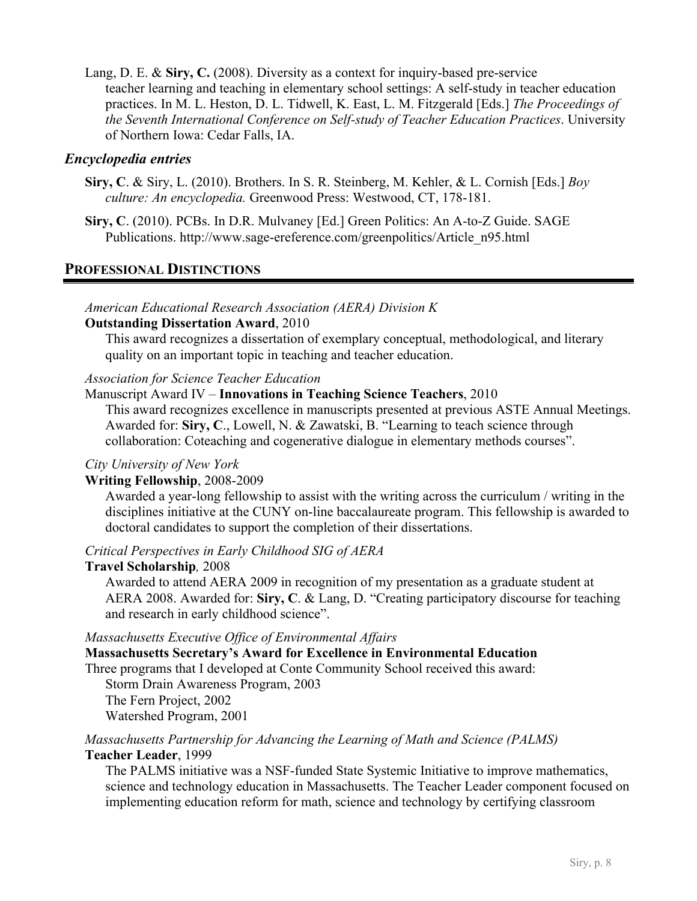Lang, D. E. & **Siry, C.** (2008). Diversity as a context for inquiry-based pre-service teacher learning and teaching in elementary school settings: A self-study in teacher education practices. In M. L. Heston, D. L. Tidwell, K. East, L. M. Fitzgerald [Eds.] *The Proceedings of the Seventh International Conference on Self-study of Teacher Education Practices*. University of Northern Iowa: Cedar Falls, IA.

### *Encyclopedia entries*

**Siry, C**. & Siry, L. (2010). Brothers. In S. R. Steinberg, M. Kehler, & L. Cornish [Eds.] *Boy culture: An encyclopedia.* Greenwood Press: Westwood, CT, 178-181.

**Siry, C**. (2010). PCBs. In D.R. Mulvaney [Ed.] Green Politics: An A-to-Z Guide. SAGE Publications. http://www.sage-ereference.com/greenpolitics/Article_n95.html

## PROFESSIONAL DISTINCTIONS

*American Educational Research Association (AERA) Division K*
**Outstanding Dissertation Award**, 2010
This award recognizes a dissertation of exemplary conceptual, methodological, and literary quality on an important topic in teaching and teacher education.

*Association for Science Teacher Education*
Manuscript Award IV – **Innovations in Teaching Science Teachers**, 2010
This award recognizes excellence in manuscripts presented at previous ASTE Annual Meetings. Awarded for: **Siry, C**., Lowell, N. & Zawatski, B. "Learning to teach science through collaboration: Coteaching and cogenerative dialogue in elementary methods courses".

*City University of New York*
**Writing Fellowship**, 2008-2009
Awarded a year-long fellowship to assist with the writing across the curriculum / writing in the disciplines initiative at the CUNY on-line baccalaureate program. This fellowship is awarded to doctoral candidates to support the completion of their dissertations.

*Critical Perspectives in Early Childhood SIG of AERA*
**Travel Scholarship***,* 2008
Awarded to attend AERA 2009 in recognition of my presentation as a graduate student at AERA 2008. Awarded for: **Siry, C**. & Lang, D. "Creating participatory discourse for teaching and research in early childhood science".

*Massachusetts Executive Office of Environmental Affairs*
**Massachusetts Secretary's Award for Excellence in Environmental Education**
Three programs that I developed at Conte Community School received this award:
Storm Drain Awareness Program, 2003
The Fern Project, 2002
Watershed Program, 2001

*Massachusetts Partnership for Advancing the Learning of Math and Science (PALMS)*
**Teacher Leader**, 1999
The PALMS initiative was a NSF-funded State Systemic Initiative to improve mathematics, science and technology education in Massachusetts. The Teacher Leader component focused on implementing education reform for math, science and technology by certifying classroom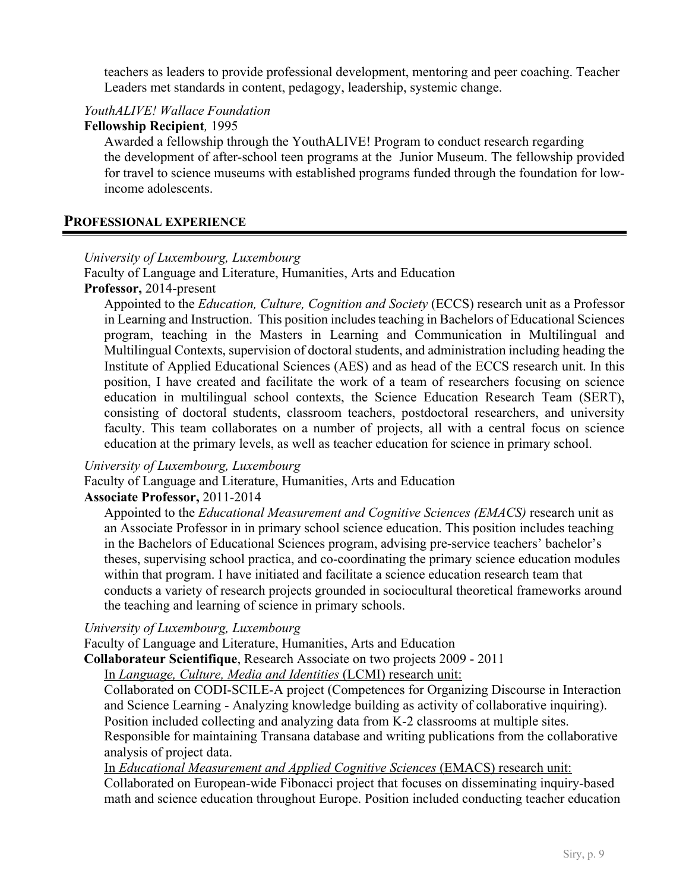teachers as leaders to provide professional development, mentoring and peer coaching. Teacher Leaders met standards in content, pedagogy, leadership, systemic change.

*YouthALIVE! Wallace Foundation*

**Fellowship Recipient***,* 1995

Awarded a fellowship through the YouthALIVE! Program to conduct research regarding the development of after-school teen programs at the Junior Museum. The fellowship provided for travel to science museums with established programs funded through the foundation for low-income adolescents.

## PROFESSIONAL EXPERIENCE

*University of Luxembourg, Luxembourg*

Faculty of Language and Literature, Humanities, Arts and Education

**Professor,** 2014-present

Appointed to the *Education, Culture, Cognition and Society* (ECCS) research unit as a Professor in Learning and Instruction. This position includes teaching in Bachelors of Educational Sciences program, teaching in the Masters in Learning and Communication in Multilingual and Multilingual Contexts, supervision of doctoral students, and administration including heading the Institute of Applied Educational Sciences (AES) and as head of the ECCS research unit. In this position, I have created and facilitate the work of a team of researchers focusing on science education in multilingual school contexts, the Science Education Research Team (SERT), consisting of doctoral students, classroom teachers, postdoctoral researchers, and university faculty. This team collaborates on a number of projects, all with a central focus on science education at the primary levels, as well as teacher education for science in primary school.

*University of Luxembourg, Luxembourg*

Faculty of Language and Literature, Humanities, Arts and Education

**Associate Professor,** 2011-2014

Appointed to the *Educational Measurement and Cognitive Sciences (EMACS)* research unit as an Associate Professor in in primary school science education. This position includes teaching in the Bachelors of Educational Sciences program, advising pre-service teachers' bachelor's theses, supervising school practica, and co-coordinating the primary science education modules within that program. I have initiated and facilitate a science education research team that conducts a variety of research projects grounded in sociocultural theoretical frameworks around the teaching and learning of science in primary schools.

*University of Luxembourg, Luxembourg*

Faculty of Language and Literature, Humanities, Arts and Education

**Collaborateur Scientifique**, Research Associate on two projects 2009 - 2011

In *Language, Culture, Media and Identities* (LCMI) research unit:

Collaborated on CODI-SCILE-A project (Competences for Organizing Discourse in Interaction and Science Learning - Analyzing knowledge building as activity of collaborative inquiring). Position included collecting and analyzing data from K-2 classrooms at multiple sites. Responsible for maintaining Transana database and writing publications from the collaborative analysis of project data.

In *Educational Measurement and Applied Cognitive Sciences* (EMACS) research unit:

Collaborated on European-wide Fibonacci project that focuses on disseminating inquiry-based math and science education throughout Europe. Position included conducting teacher education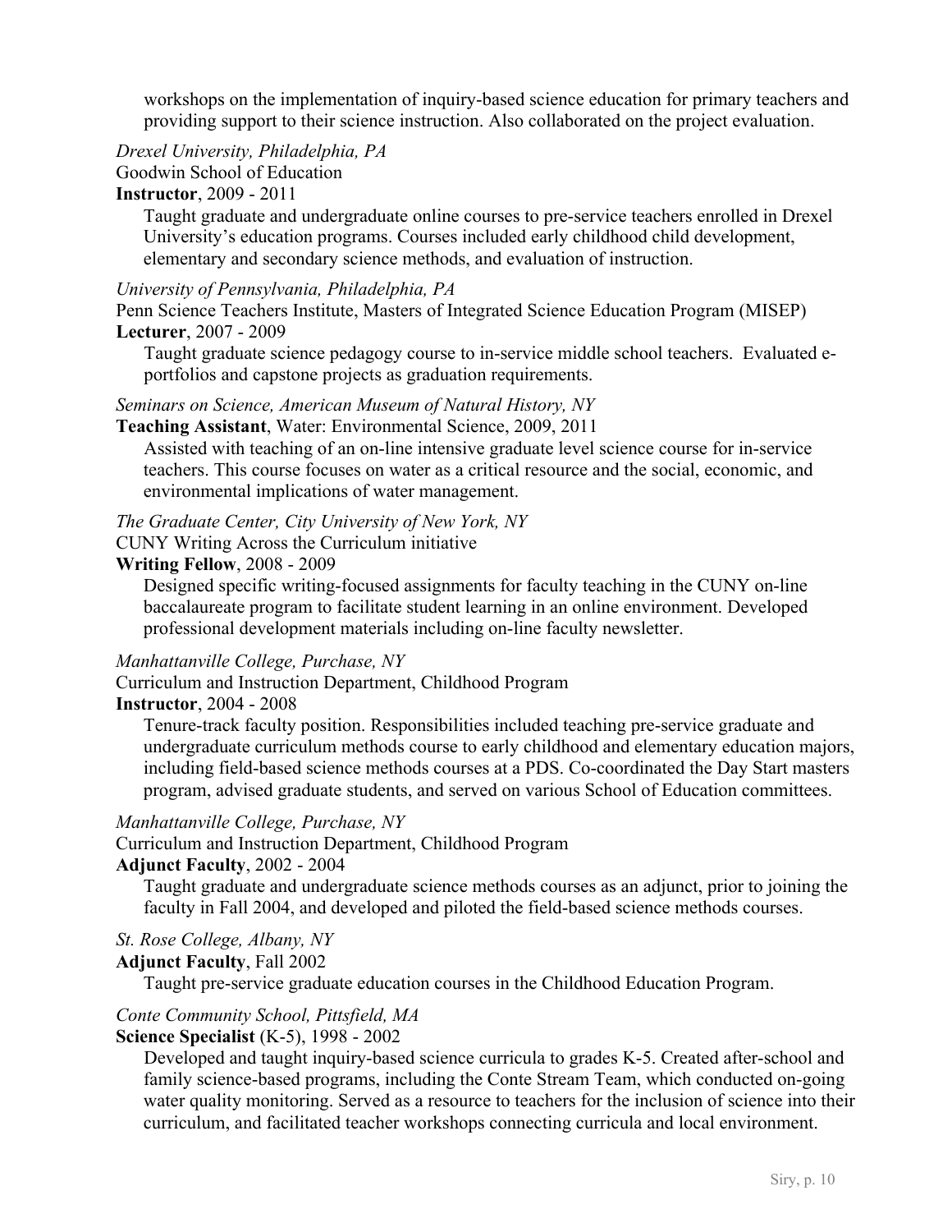workshops on the implementation of inquiry-based science education for primary teachers and providing support to their science instruction. Also collaborated on the project evaluation.

*Drexel University, Philadelphia, PA*
Goodwin School of Education
**Instructor**, 2009 - 2011

Taught graduate and undergraduate online courses to pre-service teachers enrolled in Drexel University's education programs. Courses included early childhood child development, elementary and secondary science methods, and evaluation of instruction.

*University of Pennsylvania, Philadelphia, PA*
Penn Science Teachers Institute, Masters of Integrated Science Education Program (MISEP)
**Lecturer**, 2007 - 2009

Taught graduate science pedagogy course to in-service middle school teachers. Evaluated e-portfolios and capstone projects as graduation requirements.

*Seminars on Science, American Museum of Natural History, NY*
**Teaching Assistant**, Water: Environmental Science, 2009, 2011

Assisted with teaching of an on-line intensive graduate level science course for in-service teachers. This course focuses on water as a critical resource and the social, economic, and environmental implications of water management.

*The Graduate Center, City University of New York, NY*
CUNY Writing Across the Curriculum initiative
**Writing Fellow**, 2008 - 2009

Designed specific writing-focused assignments for faculty teaching in the CUNY on-line baccalaureate program to facilitate student learning in an online environment. Developed professional development materials including on-line faculty newsletter.

*Manhattanville College, Purchase, NY*
Curriculum and Instruction Department, Childhood Program
**Instructor**, 2004 - 2008

Tenure-track faculty position. Responsibilities included teaching pre-service graduate and undergraduate curriculum methods course to early childhood and elementary education majors, including field-based science methods courses at a PDS. Co-coordinated the Day Start masters program, advised graduate students, and served on various School of Education committees.

*Manhattanville College, Purchase, NY*
Curriculum and Instruction Department, Childhood Program
**Adjunct Faculty**, 2002 - 2004

Taught graduate and undergraduate science methods courses as an adjunct, prior to joining the faculty in Fall 2004, and developed and piloted the field-based science methods courses.

*St. Rose College, Albany, NY*
**Adjunct Faculty**, Fall 2002

Taught pre-service graduate education courses in the Childhood Education Program.

*Conte Community School, Pittsfield, MA*
**Science Specialist** (K-5), 1998 - 2002

Developed and taught inquiry-based science curricula to grades K-5. Created after-school and family science-based programs, including the Conte Stream Team, which conducted on-going water quality monitoring. Served as a resource to teachers for the inclusion of science into their curriculum, and facilitated teacher workshops connecting curricula and local environment.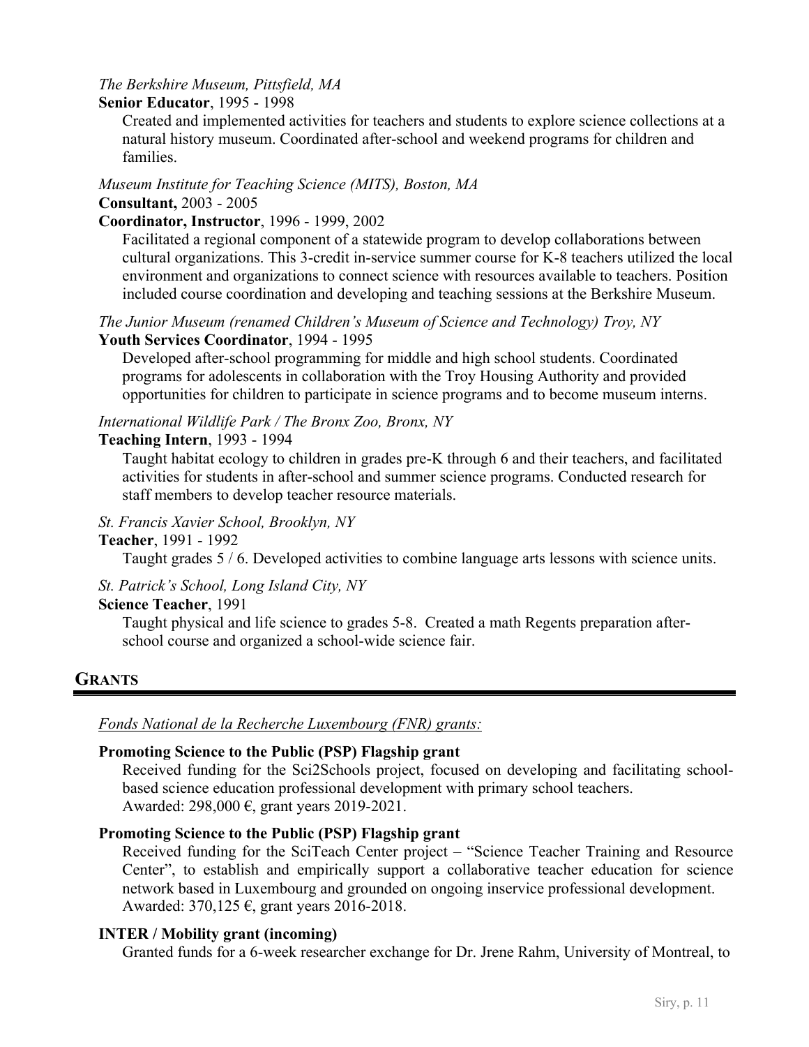*The Berkshire Museum, Pittsfield, MA*

**Senior Educator**, 1995 - 1998

Created and implemented activities for teachers and students to explore science collections at a natural history museum. Coordinated after-school and weekend programs for children and families.

*Museum Institute for Teaching Science (MITS), Boston, MA*

**Consultant,** 2003 - 2005

**Coordinator, Instructor**, 1996 - 1999, 2002

Facilitated a regional component of a statewide program to develop collaborations between cultural organizations. This 3-credit in-service summer course for K-8 teachers utilized the local environment and organizations to connect science with resources available to teachers. Position included course coordination and developing and teaching sessions at the Berkshire Museum.

*The Junior Museum (renamed Children's Museum of Science and Technology) Troy, NY*

**Youth Services Coordinator**, 1994 - 1995

Developed after-school programming for middle and high school students. Coordinated programs for adolescents in collaboration with the Troy Housing Authority and provided opportunities for children to participate in science programs and to become museum interns.

*International Wildlife Park / The Bronx Zoo, Bronx, NY*

**Teaching Intern**, 1993 - 1994

Taught habitat ecology to children in grades pre-K through 6 and their teachers, and facilitated activities for students in after-school and summer science programs. Conducted research for staff members to develop teacher resource materials.

*St. Francis Xavier School, Brooklyn, NY*

**Teacher**, 1991 - 1992

Taught grades 5 / 6. Developed activities to combine language arts lessons with science units.

*St. Patrick's School, Long Island City, NY*

**Science Teacher**, 1991

Taught physical and life science to grades 5-8. Created a math Regents preparation after-school course and organized a school-wide science fair.

## GRANTS

*Fonds National de la Recherche Luxembourg (FNR) grants:*

**Promoting Science to the Public (PSP) Flagship grant**

Received funding for the Sci2Schools project, focused on developing and facilitating school-based science education professional development with primary school teachers.
Awarded: 298,000 €, grant years 2019-2021.

**Promoting Science to the Public (PSP) Flagship grant**

Received funding for the SciTeach Center project – "Science Teacher Training and Resource Center", to establish and empirically support a collaborative teacher education for science network based in Luxembourg and grounded on ongoing inservice professional development.
Awarded: 370,125 €, grant years 2016-2018.

**INTER / Mobility grant (incoming)**

Granted funds for a 6-week researcher exchange for Dr. Jrene Rahm, University of Montreal, to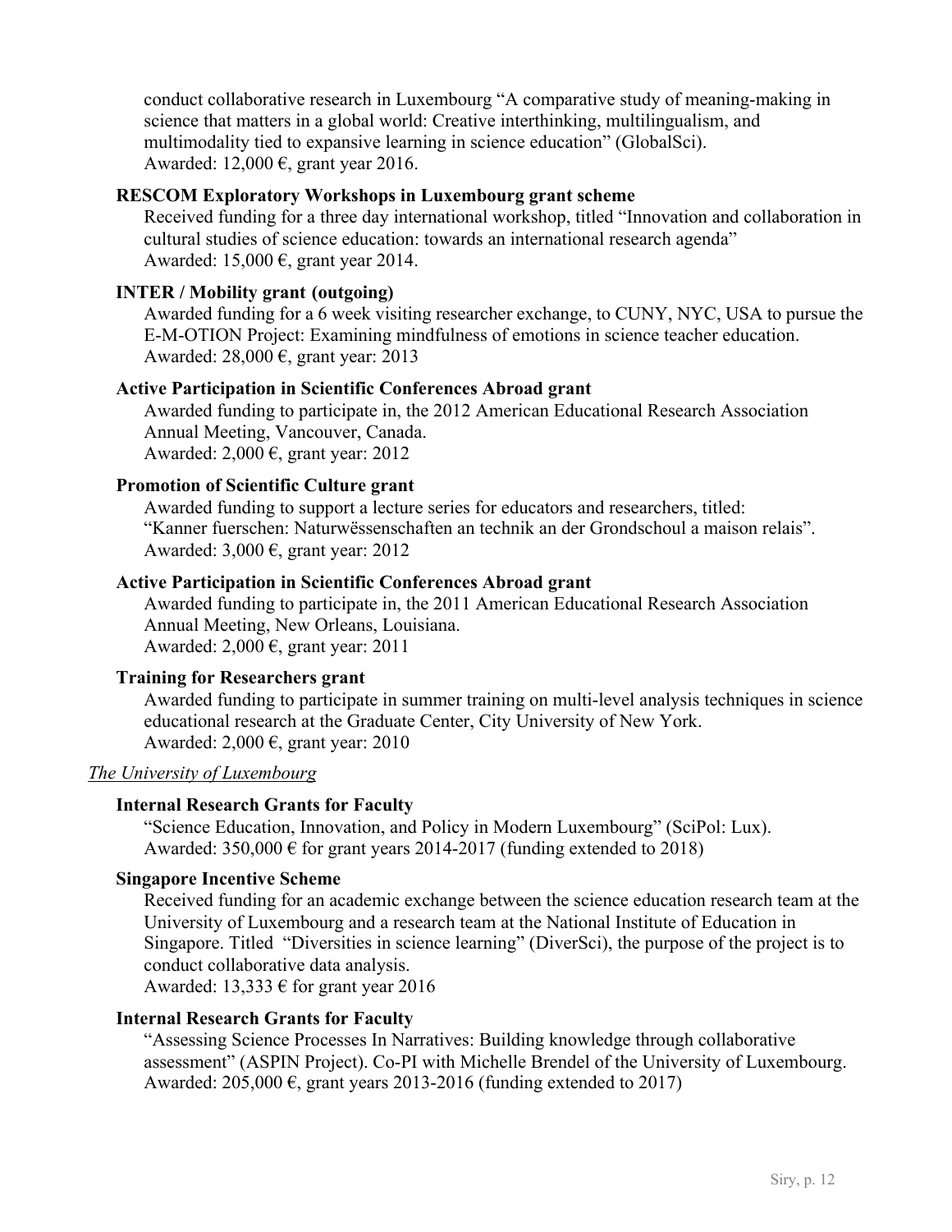conduct collaborative research in Luxembourg "A comparative study of meaning-making in science that matters in a global world: Creative interthinking, multilingualism, and multimodality tied to expansive learning in science education" (GlobalSci).
Awarded: 12,000 €, grant year 2016.

**RESCOM Exploratory Workshops in Luxembourg grant scheme**

Received funding for a three day international workshop, titled "Innovation and collaboration in cultural studies of science education: towards an international research agenda"
Awarded: 15,000 €, grant year 2014.

**INTER / Mobility grant (outgoing)**

Awarded funding for a 6 week visiting researcher exchange, to CUNY, NYC, USA to pursue the E-M-OTION Project: Examining mindfulness of emotions in science teacher education.
Awarded: 28,000 €, grant year: 2013

**Active Participation in Scientific Conferences Abroad grant**

Awarded funding to participate in, the 2012 American Educational Research Association Annual Meeting, Vancouver, Canada.
Awarded: 2,000 €, grant year: 2012

**Promotion of Scientific Culture grant**

Awarded funding to support a lecture series for educators and researchers, titled: "Kanner fuerschen: Naturwëssenschaften an technik an der Grondschoul a maison relais".
Awarded: 3,000 €, grant year: 2012

**Active Participation in Scientific Conferences Abroad grant**

Awarded funding to participate in, the 2011 American Educational Research Association Annual Meeting, New Orleans, Louisiana.
Awarded: 2,000 €, grant year: 2011

**Training for Researchers grant**

Awarded funding to participate in summer training on multi-level analysis techniques in science educational research at the Graduate Center, City University of New York.
Awarded: 2,000 €, grant year: 2010

*The University of Luxembourg*

**Internal Research Grants for Faculty**

"Science Education, Innovation, and Policy in Modern Luxembourg" (SciPol: Lux).
Awarded: 350,000 € for grant years 2014-2017 (funding extended to 2018)

**Singapore Incentive Scheme**

Received funding for an academic exchange between the science education research team at the University of Luxembourg and a research team at the National Institute of Education in Singapore. Titled "Diversities in science learning" (DiverSci), the purpose of the project is to conduct collaborative data analysis.
Awarded: 13,333 € for grant year 2016

**Internal Research Grants for Faculty**

"Assessing Science Processes In Narratives: Building knowledge through collaborative assessment" (ASPIN Project). Co-PI with Michelle Brendel of the University of Luxembourg.
Awarded: 205,000 €, grant years 2013-2016 (funding extended to 2017)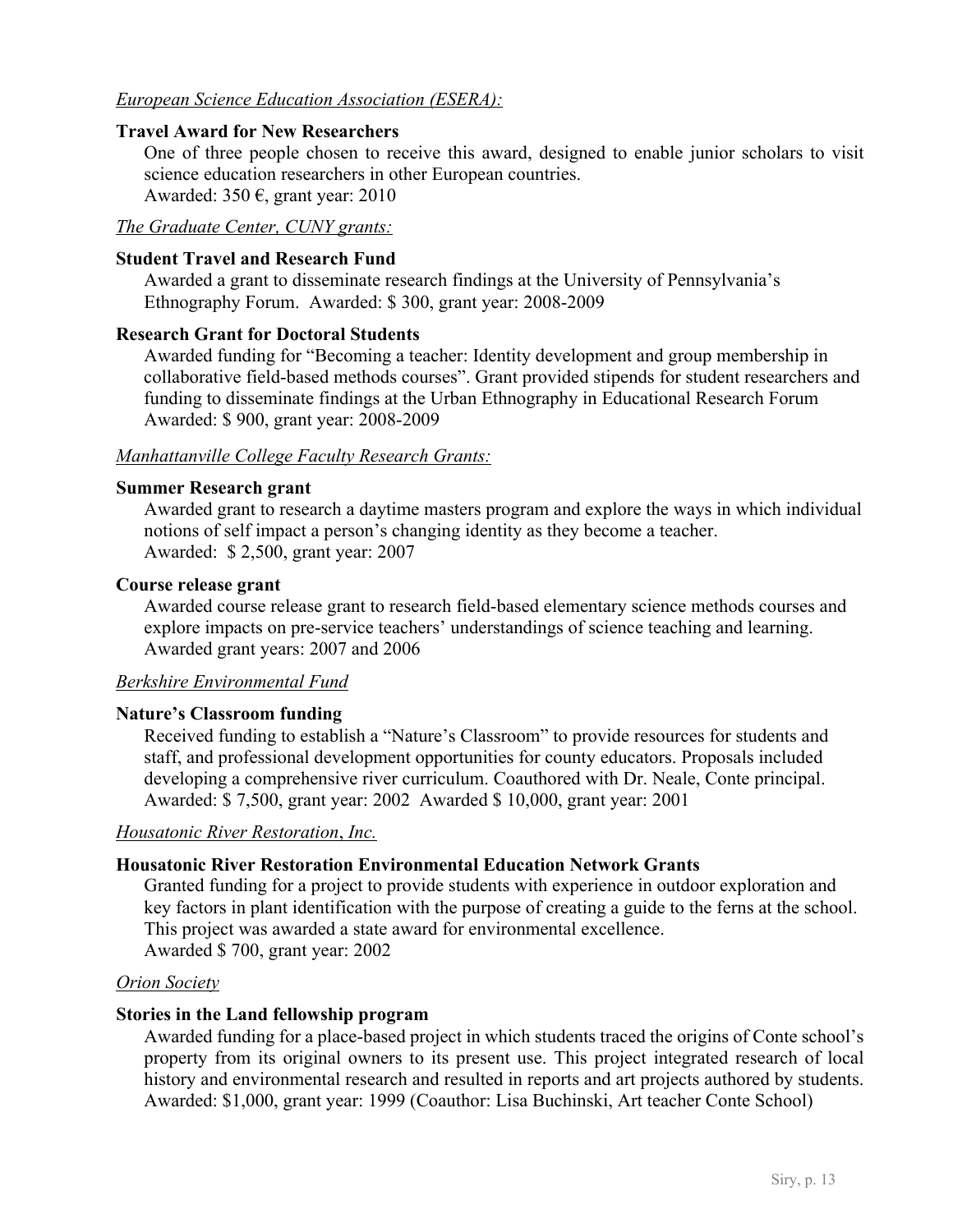*European Science Education Association (ESERA):*

**Travel Award for New Researchers**

One of three people chosen to receive this award, designed to enable junior scholars to visit science education researchers in other European countries.
Awarded: 350 €, grant year: 2010

*The Graduate Center, CUNY grants:*

**Student Travel and Research Fund**

Awarded a grant to disseminate research findings at the University of Pennsylvania's Ethnography Forum. Awarded: $ 300, grant year: 2008-2009

**Research Grant for Doctoral Students**

Awarded funding for "Becoming a teacher: Identity development and group membership in collaborative field-based methods courses". Grant provided stipends for student researchers and funding to disseminate findings at the Urban Ethnography in Educational Research Forum
Awarded: $ 900, grant year: 2008-2009

*Manhattanville College Faculty Research Grants:*

**Summer Research grant**

Awarded grant to research a daytime masters program and explore the ways in which individual notions of self impact a person's changing identity as they become a teacher.
Awarded: $ 2,500, grant year: 2007

**Course release grant**

Awarded course release grant to research field-based elementary science methods courses and explore impacts on pre-service teachers' understandings of science teaching and learning.
Awarded grant years: 2007 and 2006

*Berkshire Environmental Fund*

**Nature's Classroom funding**

Received funding to establish a "Nature's Classroom" to provide resources for students and staff, and professional development opportunities for county educators. Proposals included developing a comprehensive river curriculum. Coauthored with Dr. Neale, Conte principal.
Awarded: $ 7,500, grant year: 2002 Awarded $ 10,000, grant year: 2001

*Housatonic River Restoration, Inc.*

**Housatonic River Restoration Environmental Education Network Grants**

Granted funding for a project to provide students with experience in outdoor exploration and key factors in plant identification with the purpose of creating a guide to the ferns at the school. This project was awarded a state award for environmental excellence.
Awarded $ 700, grant year: 2002

*Orion Society*

**Stories in the Land fellowship program**

Awarded funding for a place-based project in which students traced the origins of Conte school's property from its original owners to its present use. This project integrated research of local history and environmental research and resulted in reports and art projects authored by students.
Awarded: $1,000, grant year: 1999 (Coauthor: Lisa Buchinski, Art teacher Conte School)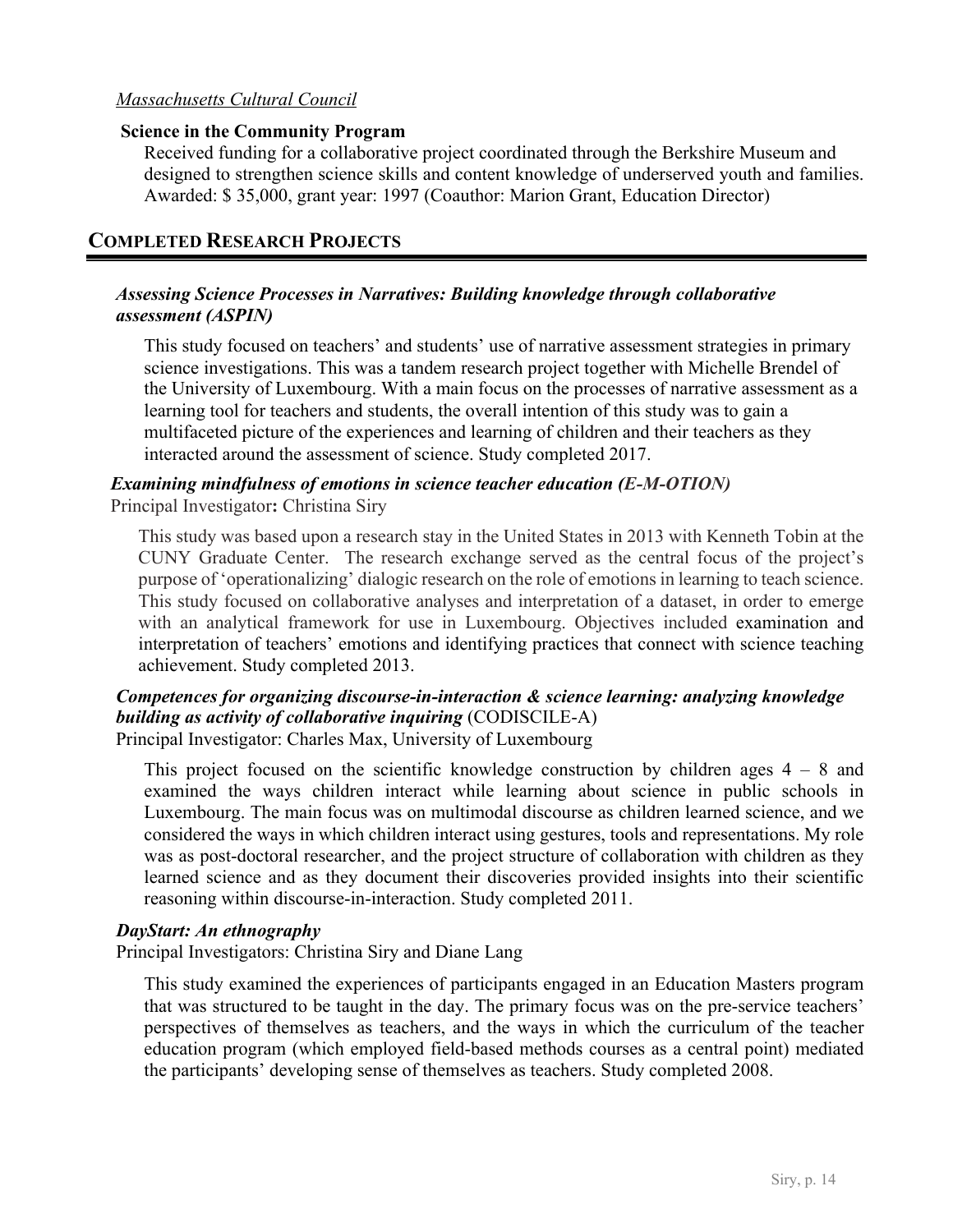*Massachusetts Cultural Council*

**Science in the Community Program**

Received funding for a collaborative project coordinated through the Berkshire Museum and designed to strengthen science skills and content knowledge of underserved youth and families. Awarded: $ 35,000, grant year: 1997 (Coauthor: Marion Grant, Education Director)

## COMPLETED RESEARCH PROJECTS

***Assessing Science Processes in Narratives: Building knowledge through collaborative assessment (ASPIN)***

This study focused on teachers' and students' use of narrative assessment strategies in primary science investigations. This was a tandem research project together with Michelle Brendel of the University of Luxembourg. With a main focus on the processes of narrative assessment as a learning tool for teachers and students, the overall intention of this study was to gain a multifaceted picture of the experiences and learning of children and their teachers as they interacted around the assessment of science. Study completed 2017.

***Examining mindfulness of emotions in science teacher education (E-M-OTION)***

Principal Investigator**:** Christina Siry

This study was based upon a research stay in the United States in 2013 with Kenneth Tobin at the CUNY Graduate Center. The research exchange served as the central focus of the project's purpose of 'operationalizing' dialogic research on the role of emotions in learning to teach science. This study focused on collaborative analyses and interpretation of a dataset, in order to emerge with an analytical framework for use in Luxembourg. Objectives included examination and interpretation of teachers' emotions and identifying practices that connect with science teaching achievement. Study completed 2013.

***Competences for organizing discourse-in-interaction & science learning: analyzing knowledge building as activity of collaborative inquiring*** (CODISCILE-A)

Principal Investigator: Charles Max, University of Luxembourg

This project focused on the scientific knowledge construction by children ages 4 – 8 and examined the ways children interact while learning about science in public schools in Luxembourg. The main focus was on multimodal discourse as children learned science, and we considered the ways in which children interact using gestures, tools and representations. My role was as post-doctoral researcher, and the project structure of collaboration with children as they learned science and as they document their discoveries provided insights into their scientific reasoning within discourse-in-interaction. Study completed 2011.

***DayStart: An ethnography***

Principal Investigators: Christina Siry and Diane Lang

This study examined the experiences of participants engaged in an Education Masters program that was structured to be taught in the day. The primary focus was on the pre-service teachers' perspectives of themselves as teachers, and the ways in which the curriculum of the teacher education program (which employed field-based methods courses as a central point) mediated the participants' developing sense of themselves as teachers. Study completed 2008.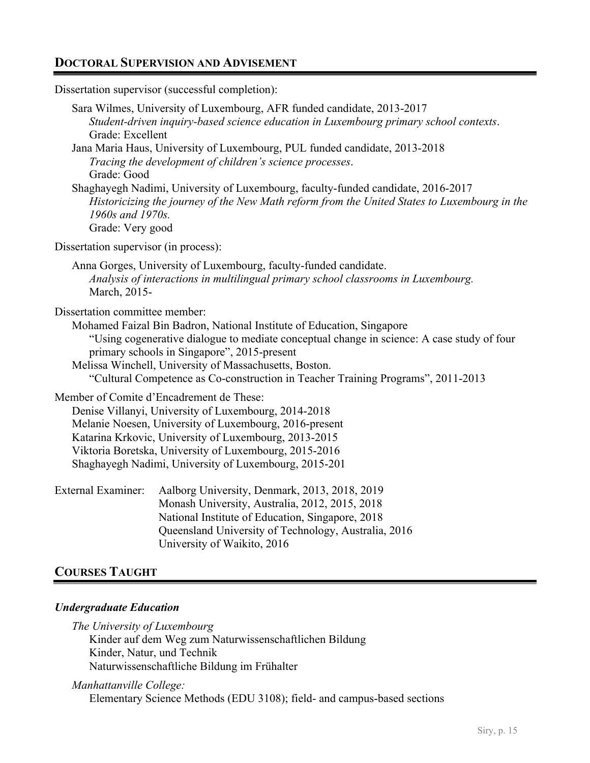## DOCTORAL SUPERVISION AND ADVISEMENT

Dissertation supervisor (successful completion):

Sara Wilmes, University of Luxembourg, AFR funded candidate, 2013-2017
*Student-driven inquiry-based science education in Luxembourg primary school contexts*.
Grade: Excellent

Jana Maria Haus, University of Luxembourg, PUL funded candidate, 2013-2018
*Tracing the development of children's science processes*.
Grade: Good

Shaghayegh Nadimi, University of Luxembourg, faculty-funded candidate, 2016-2017
*Historicizing the journey of the New Math reform from the United States to Luxembourg in the 1960s and 1970s.*
Grade: Very good

Dissertation supervisor (in process):

Anna Gorges, University of Luxembourg, faculty-funded candidate.
*Analysis of interactions in multilingual primary school classrooms in Luxembourg.*
March, 2015-

Dissertation committee member:

Mohamed Faizal Bin Badron, National Institute of Education, Singapore
"Using cogenerative dialogue to mediate conceptual change in science: A case study of four primary schools in Singapore", 2015-present

Melissa Winchell, University of Massachusetts, Boston.
"Cultural Competence as Co-construction in Teacher Training Programs", 2011-2013

Member of Comite d'Encadrement de These:

Denise Villanyi, University of Luxembourg, 2014-2018
Melanie Noesen, University of Luxembourg, 2016-present
Katarina Krkovic, University of Luxembourg, 2013-2015
Viktoria Boretska, University of Luxembourg, 2015-2016
Shaghayegh Nadimi, University of Luxembourg, 2015-201

External Examiner:
Aalborg University, Denmark, 2013, 2018, 2019
Monash University, Australia, 2012, 2015, 2018
National Institute of Education, Singapore, 2018
Queensland University of Technology, Australia, 2016
University of Waikito, 2016

## COURSES TAUGHT

### *Undergraduate Education*

*The University of Luxembourg*
Kinder auf dem Weg zum Naturwissenschaftlichen Bildung
Kinder, Natur, und Technik
Naturwissenschaftliche Bildung im Frühalter

*Manhattanville College:*
Elementary Science Methods (EDU 3108); field- and campus-based sections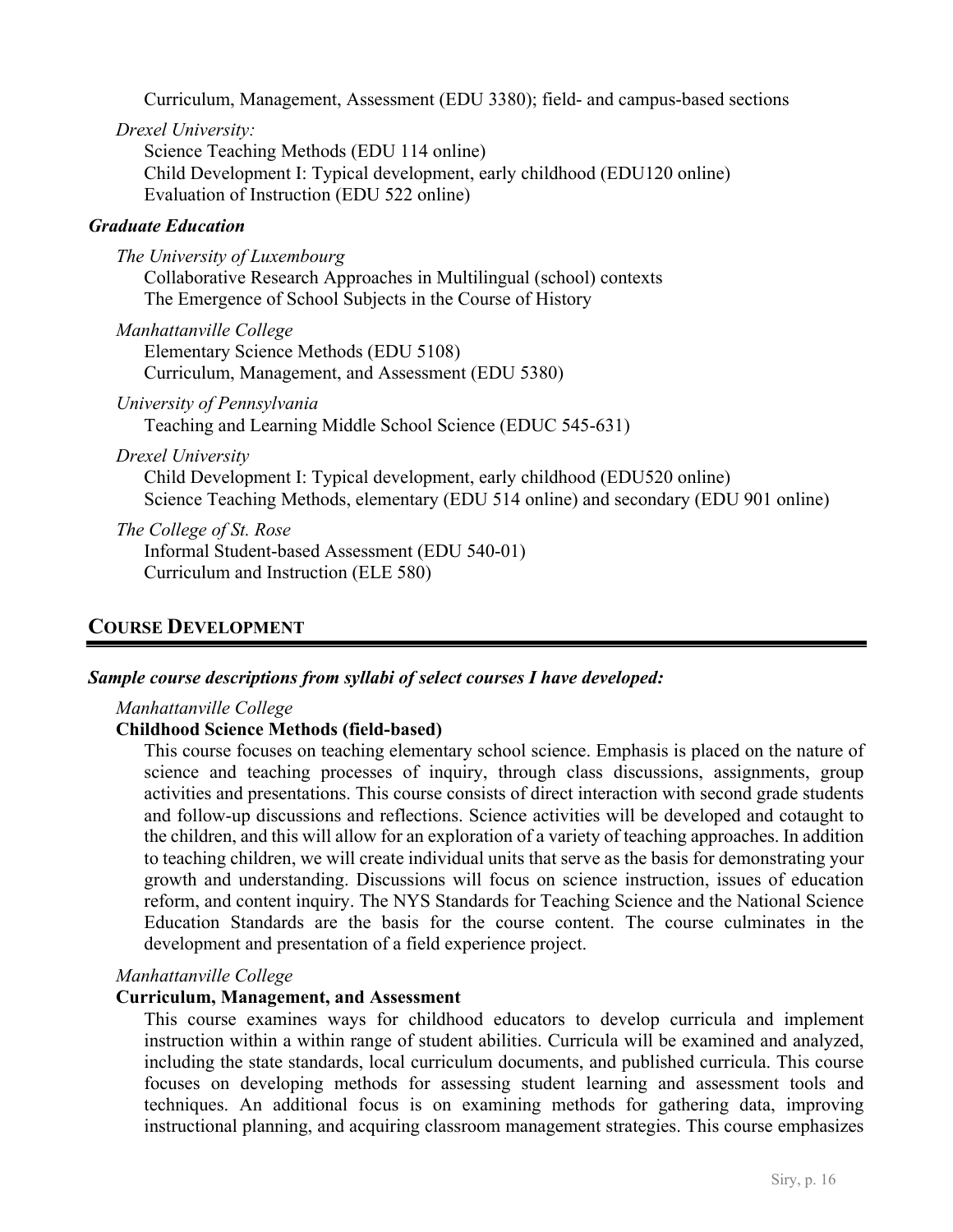Curriculum, Management, Assessment (EDU 3380); field- and campus-based sections

*Drexel University:*

Science Teaching Methods (EDU 114 online)
Child Development I: Typical development, early childhood (EDU120 online)
Evaluation of Instruction (EDU 522 online)

### *Graduate Education*

*The University of Luxembourg*

Collaborative Research Approaches in Multilingual (school) contexts
The Emergence of School Subjects in the Course of History

*Manhattanville College*

Elementary Science Methods (EDU 5108)
Curriculum, Management, and Assessment (EDU 5380)

*University of Pennsylvania*

Teaching and Learning Middle School Science (EDUC 545-631)

*Drexel University*

Child Development I: Typical development, early childhood (EDU520 online)
Science Teaching Methods, elementary (EDU 514 online) and secondary (EDU 901 online)

*The College of St. Rose*

Informal Student-based Assessment (EDU 540-01)
Curriculum and Instruction (ELE 580)

## COURSE DEVELOPMENT

### *Sample course descriptions from syllabi of select courses I have developed:*

*Manhattanville College*

**Childhood Science Methods (field-based)**

This course focuses on teaching elementary school science. Emphasis is placed on the nature of science and teaching processes of inquiry, through class discussions, assignments, group activities and presentations. This course consists of direct interaction with second grade students and follow-up discussions and reflections. Science activities will be developed and cotaught to the children, and this will allow for an exploration of a variety of teaching approaches. In addition to teaching children, we will create individual units that serve as the basis for demonstrating your growth and understanding. Discussions will focus on science instruction, issues of education reform, and content inquiry. The NYS Standards for Teaching Science and the National Science Education Standards are the basis for the course content. The course culminates in the development and presentation of a field experience project.

*Manhattanville College*

**Curriculum, Management, and Assessment**

This course examines ways for childhood educators to develop curricula and implement instruction within a within range of student abilities. Curricula will be examined and analyzed, including the state standards, local curriculum documents, and published curricula. This course focuses on developing methods for assessing student learning and assessment tools and techniques. An additional focus is on examining methods for gathering data, improving instructional planning, and acquiring classroom management strategies. This course emphasizes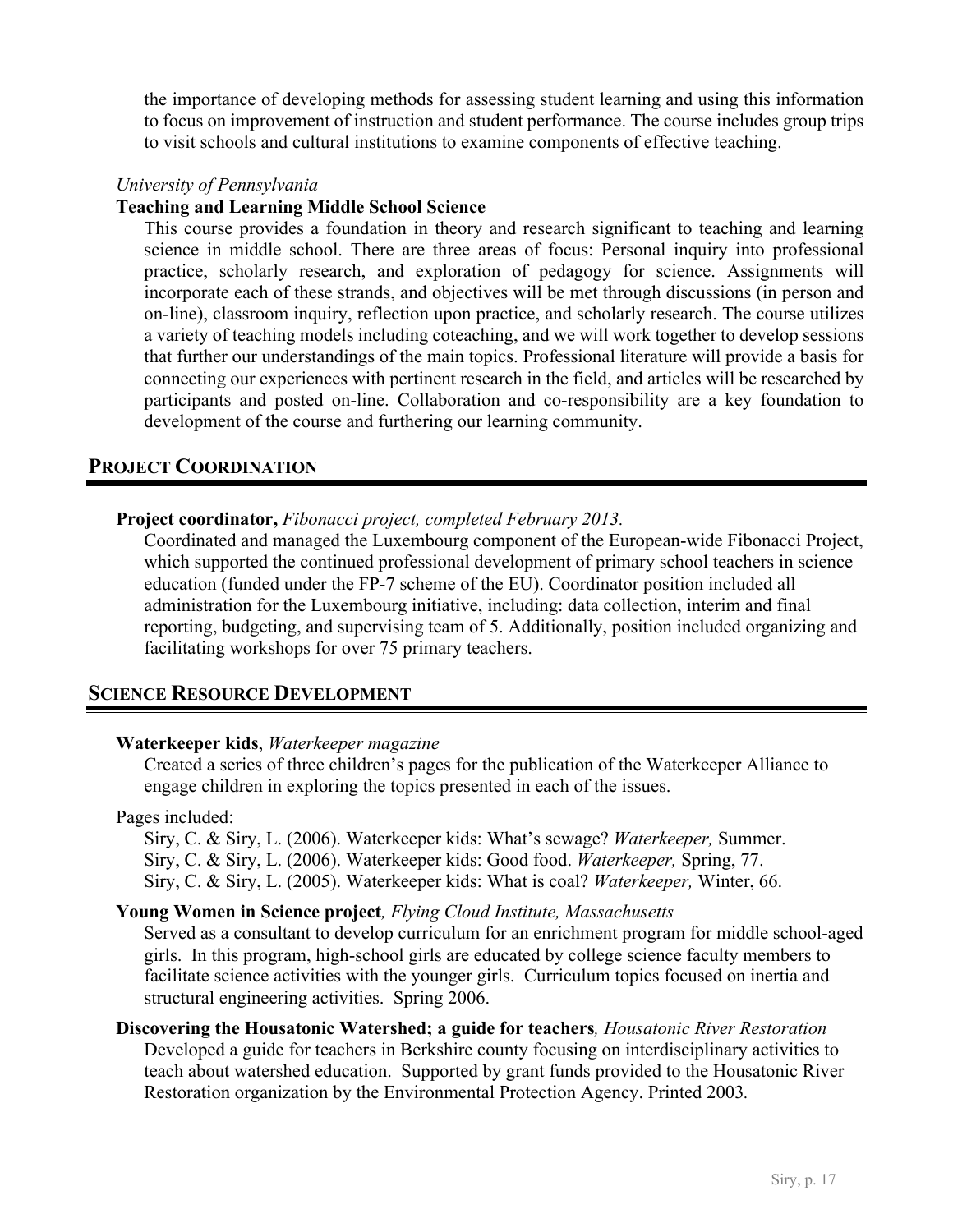the importance of developing methods for assessing student learning and using this information to focus on improvement of instruction and student performance. The course includes group trips to visit schools and cultural institutions to examine components of effective teaching.

*University of Pennsylvania*

**Teaching and Learning Middle School Science**

This course provides a foundation in theory and research significant to teaching and learning science in middle school. There are three areas of focus: Personal inquiry into professional practice, scholarly research, and exploration of pedagogy for science. Assignments will incorporate each of these strands, and objectives will be met through discussions (in person and on-line), classroom inquiry, reflection upon practice, and scholarly research. The course utilizes a variety of teaching models including coteaching, and we will work together to develop sessions that further our understandings of the main topics. Professional literature will provide a basis for connecting our experiences with pertinent research in the field, and articles will be researched by participants and posted on-line. Collaboration and co-responsibility are a key foundation to development of the course and furthering our learning community.

## PROJECT COORDINATION

**Project coordinator,** *Fibonacci project, completed February 2013.*

Coordinated and managed the Luxembourg component of the European-wide Fibonacci Project, which supported the continued professional development of primary school teachers in science education (funded under the FP-7 scheme of the EU). Coordinator position included all administration for the Luxembourg initiative, including: data collection, interim and final reporting, budgeting, and supervising team of 5. Additionally, position included organizing and facilitating workshops for over 75 primary teachers.

## SCIENCE RESOURCE DEVELOPMENT

**Waterkeeper kids**, *Waterkeeper magazine*

Created a series of three children's pages for the publication of the Waterkeeper Alliance to engage children in exploring the topics presented in each of the issues.

Pages included:

Siry, C. & Siry, L. (2006). Waterkeeper kids: What's sewage? *Waterkeeper,* Summer.
Siry, C. & Siry, L. (2006). Waterkeeper kids: Good food. *Waterkeeper,* Spring, 77.
Siry, C. & Siry, L. (2005). Waterkeeper kids: What is coal? *Waterkeeper,* Winter, 66.

**Young Women in Science project***, Flying Cloud Institute, Massachusetts*

Served as a consultant to develop curriculum for an enrichment program for middle school-aged girls. In this program, high-school girls are educated by college science faculty members to facilitate science activities with the younger girls. Curriculum topics focused on inertia and structural engineering activities. Spring 2006.

**Discovering the Housatonic Watershed; a guide for teachers***, Housatonic River Restoration*

Developed a guide for teachers in Berkshire county focusing on interdisciplinary activities to teach about watershed education. Supported by grant funds provided to the Housatonic River Restoration organization by the Environmental Protection Agency. Printed 2003.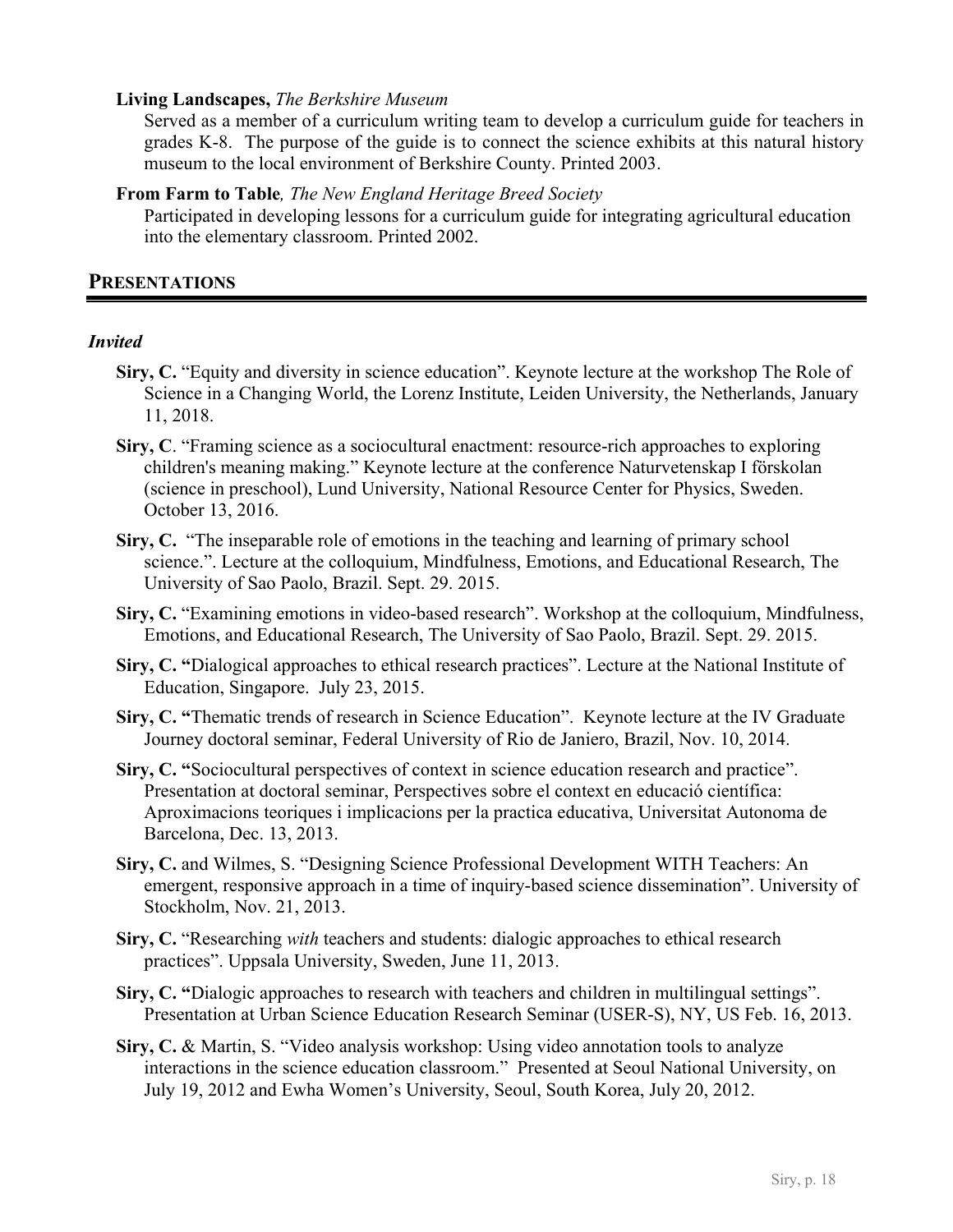**Living Landscapes,** *The Berkshire Museum*

Served as a member of a curriculum writing team to develop a curriculum guide for teachers in grades K-8. The purpose of the guide is to connect the science exhibits at this natural history museum to the local environment of Berkshire County. Printed 2003.

**From Farm to Table***, The New England Heritage Breed Society*

Participated in developing lessons for a curriculum guide for integrating agricultural education into the elementary classroom. Printed 2002.

## PRESENTATIONS

### *Invited*

- **Siry, C.** "Equity and diversity in science education". Keynote lecture at the workshop The Role of Science in a Changing World, the Lorenz Institute, Leiden University, the Netherlands, January 11, 2018.
- **Siry, C**. "Framing science as a sociocultural enactment: resource-rich approaches to exploring children's meaning making." Keynote lecture at the conference Naturvetenskap I förskolan (science in preschool), Lund University, National Resource Center for Physics, Sweden. October 13, 2016.
- **Siry, C.** "The inseparable role of emotions in the teaching and learning of primary school science.". Lecture at the colloquium, Mindfulness, Emotions, and Educational Research, The University of Sao Paolo, Brazil. Sept. 29. 2015.
- **Siry, C.** "Examining emotions in video-based research". Workshop at the colloquium, Mindfulness, Emotions, and Educational Research, The University of Sao Paolo, Brazil. Sept. 29. 2015.
- **Siry, C. "**Dialogical approaches to ethical research practices". Lecture at the National Institute of Education, Singapore. July 23, 2015.
- **Siry, C. "**Thematic trends of research in Science Education". Keynote lecture at the IV Graduate Journey doctoral seminar, Federal University of Rio de Janiero, Brazil, Nov. 10, 2014.
- **Siry, C. "**Sociocultural perspectives of context in science education research and practice". Presentation at doctoral seminar, Perspectives sobre el context en educació científica: Aproximacions teoriques i implicacions per la practica educativa, Universitat Autonoma de Barcelona, Dec. 13, 2013.
- **Siry, C.** and Wilmes, S. "Designing Science Professional Development WITH Teachers: An emergent, responsive approach in a time of inquiry-based science dissemination". University of Stockholm, Nov. 21, 2013.
- **Siry, C.** "Researching *with* teachers and students: dialogic approaches to ethical research practices". Uppsala University, Sweden, June 11, 2013.
- **Siry, C. "**Dialogic approaches to research with teachers and children in multilingual settings". Presentation at Urban Science Education Research Seminar (USER-S), NY, US Feb. 16, 2013.
- **Siry, C.** & Martin, S. "Video analysis workshop: Using video annotation tools to analyze interactions in the science education classroom." Presented at Seoul National University, on July 19, 2012 and Ewha Women's University, Seoul, South Korea, July 20, 2012.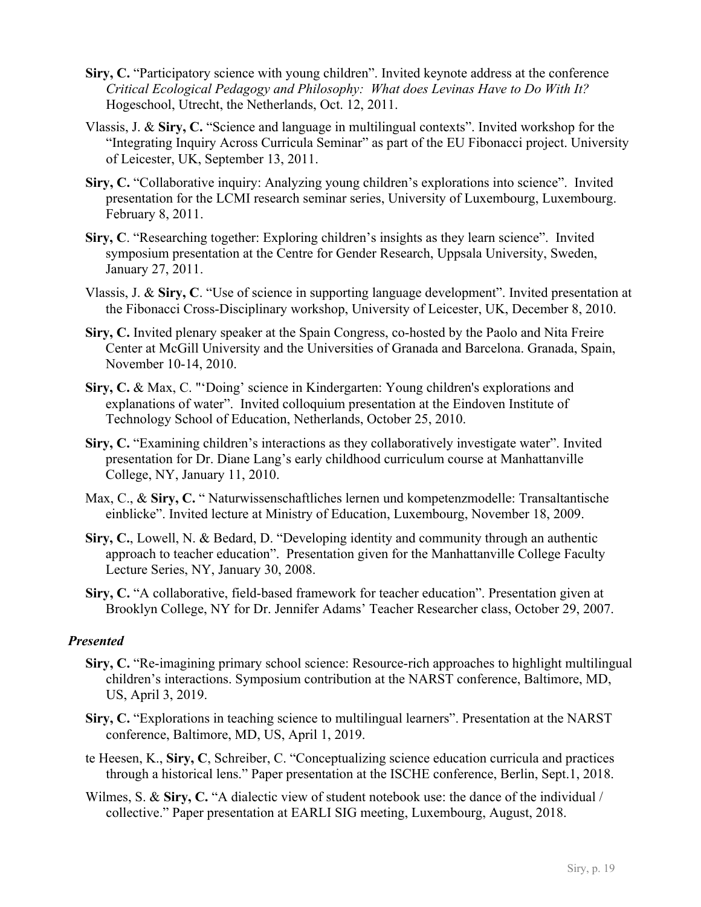**Siry, C.** "Participatory science with young children". Invited keynote address at the conference *Critical Ecological Pedagogy and Philosophy: What does Levinas Have to Do With It?* Hogeschool, Utrecht, the Netherlands, Oct. 12, 2011.

Vlassis, J. & **Siry, C.** "Science and language in multilingual contexts". Invited workshop for the "Integrating Inquiry Across Curricula Seminar" as part of the EU Fibonacci project. University of Leicester, UK, September 13, 2011.

**Siry, C.** "Collaborative inquiry: Analyzing young children's explorations into science". Invited presentation for the LCMI research seminar series, University of Luxembourg, Luxembourg. February 8, 2011.

**Siry, C**. "Researching together: Exploring children's insights as they learn science". Invited symposium presentation at the Centre for Gender Research, Uppsala University, Sweden, January 27, 2011.

Vlassis, J. & **Siry, C**. "Use of science in supporting language development". Invited presentation at the Fibonacci Cross-Disciplinary workshop, University of Leicester, UK, December 8, 2010.

**Siry, C.** Invited plenary speaker at the Spain Congress, co-hosted by the Paolo and Nita Freire Center at McGill University and the Universities of Granada and Barcelona. Granada, Spain, November 10-14, 2010.

**Siry, C.** & Max, C. "'Doing' science in Kindergarten: Young children's explorations and explanations of water". Invited colloquium presentation at the Eindoven Institute of Technology School of Education, Netherlands, October 25, 2010.

**Siry, C.** "Examining children's interactions as they collaboratively investigate water". Invited presentation for Dr. Diane Lang's early childhood curriculum course at Manhattanville College, NY, January 11, 2010.

Max, C., & **Siry, C.** " Naturwissenschaftliches lernen und kompetenzmodelle: Transaltantische einblicke". Invited lecture at Ministry of Education, Luxembourg, November 18, 2009.

**Siry, C.**, Lowell, N. & Bedard, D. "Developing identity and community through an authentic approach to teacher education". Presentation given for the Manhattanville College Faculty Lecture Series, NY, January 30, 2008.

**Siry, C.** "A collaborative, field-based framework for teacher education". Presentation given at Brooklyn College, NY for Dr. Jennifer Adams' Teacher Researcher class, October 29, 2007.

***Presented***

**Siry, C.** "Re-imagining primary school science: Resource-rich approaches to highlight multilingual children's interactions. Symposium contribution at the NARST conference, Baltimore, MD, US, April 3, 2019.

**Siry, C.** "Explorations in teaching science to multilingual learners". Presentation at the NARST conference, Baltimore, MD, US, April 1, 2019.

te Heesen, K., **Siry, C**, Schreiber, C. "Conceptualizing science education curricula and practices through a historical lens." Paper presentation at the ISCHE conference, Berlin, Sept.1, 2018.

Wilmes, S. & **Siry, C.** "A dialectic view of student notebook use: the dance of the individual / collective." Paper presentation at EARLI SIG meeting, Luxembourg, August, 2018.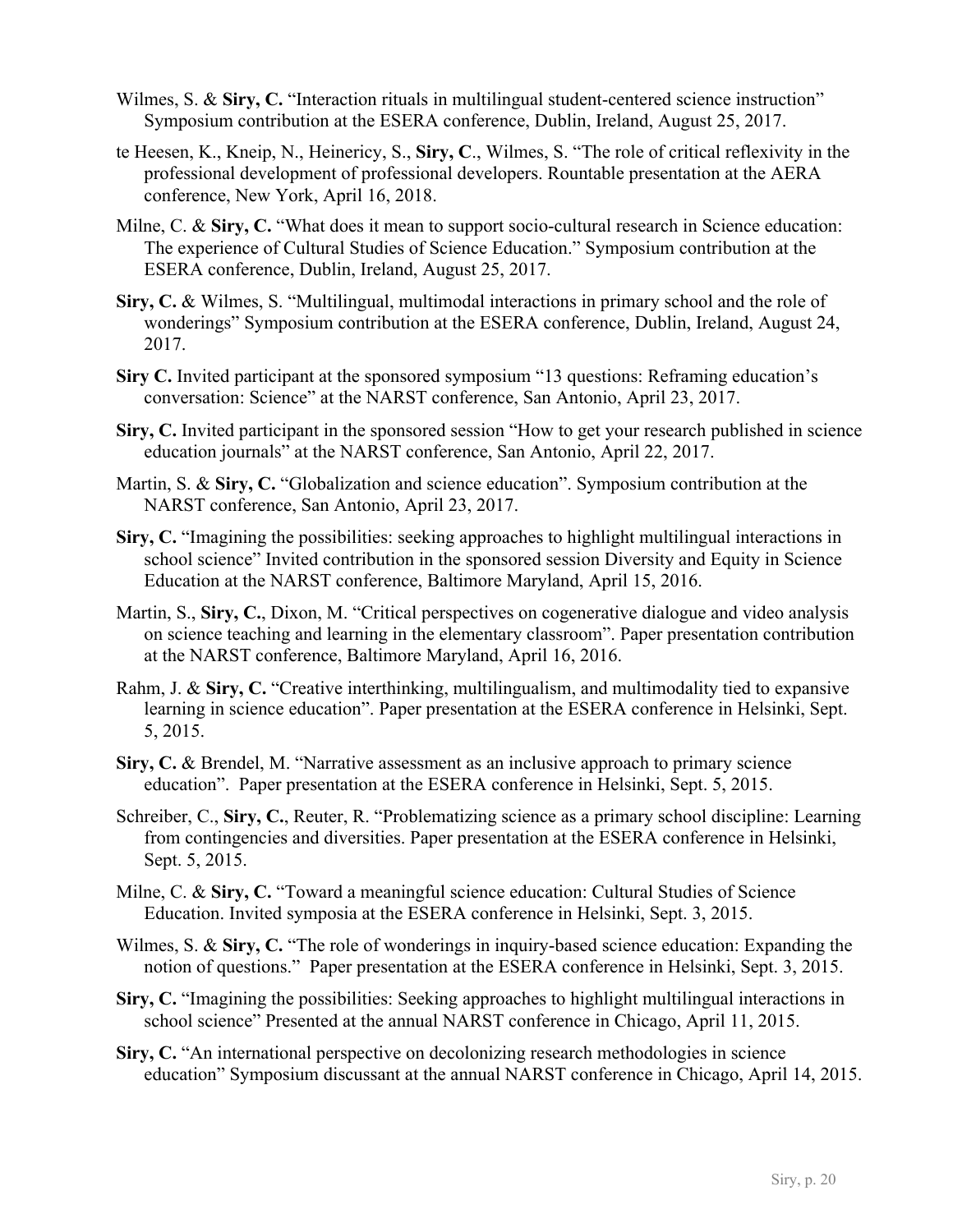Wilmes, S. & **Siry, C.** "Interaction rituals in multilingual student-centered science instruction" Symposium contribution at the ESERA conference, Dublin, Ireland, August 25, 2017.

te Heesen, K., Kneip, N., Heinericy, S., **Siry, C**., Wilmes, S. "The role of critical reflexivity in the professional development of professional developers. Rountable presentation at the AERA conference, New York, April 16, 2018.

Milne, C. & **Siry, C.** "What does it mean to support socio-cultural research in Science education: The experience of Cultural Studies of Science Education." Symposium contribution at the ESERA conference, Dublin, Ireland, August 25, 2017.

**Siry, C.** & Wilmes, S. "Multilingual, multimodal interactions in primary school and the role of wonderings" Symposium contribution at the ESERA conference, Dublin, Ireland, August 24, 2017.

**Siry C.** Invited participant at the sponsored symposium "13 questions: Reframing education's conversation: Science" at the NARST conference, San Antonio, April 23, 2017.

**Siry, C.** Invited participant in the sponsored session "How to get your research published in science education journals" at the NARST conference, San Antonio, April 22, 2017.

Martin, S. & **Siry, C.** "Globalization and science education". Symposium contribution at the NARST conference, San Antonio, April 23, 2017.

**Siry, C.** "Imagining the possibilities: seeking approaches to highlight multilingual interactions in school science" Invited contribution in the sponsored session Diversity and Equity in Science Education at the NARST conference, Baltimore Maryland, April 15, 2016.

Martin, S., **Siry, C.**, Dixon, M. "Critical perspectives on cogenerative dialogue and video analysis on science teaching and learning in the elementary classroom". Paper presentation contribution at the NARST conference, Baltimore Maryland, April 16, 2016.

Rahm, J. & **Siry, C.** "Creative interthinking, multilingualism, and multimodality tied to expansive learning in science education". Paper presentation at the ESERA conference in Helsinki, Sept. 5, 2015.

**Siry, C.** & Brendel, M. "Narrative assessment as an inclusive approach to primary science education". Paper presentation at the ESERA conference in Helsinki, Sept. 5, 2015.

Schreiber, C., **Siry, C.**, Reuter, R. "Problematizing science as a primary school discipline: Learning from contingencies and diversities. Paper presentation at the ESERA conference in Helsinki, Sept. 5, 2015.

Milne, C. & **Siry, C.** "Toward a meaningful science education: Cultural Studies of Science Education. Invited symposia at the ESERA conference in Helsinki, Sept. 3, 2015.

Wilmes, S. & **Siry, C.** "The role of wonderings in inquiry-based science education: Expanding the notion of questions." Paper presentation at the ESERA conference in Helsinki, Sept. 3, 2015.

**Siry, C.** "Imagining the possibilities: Seeking approaches to highlight multilingual interactions in school science" Presented at the annual NARST conference in Chicago, April 11, 2015.

**Siry, C.** "An international perspective on decolonizing research methodologies in science education" Symposium discussant at the annual NARST conference in Chicago, April 14, 2015.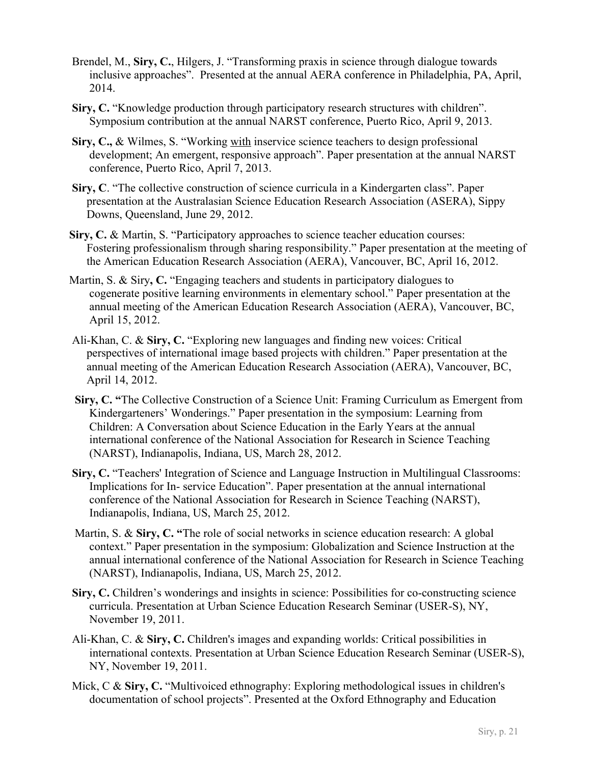Brendel, M., **Siry, C.**, Hilgers, J. "Transforming praxis in science through dialogue towards inclusive approaches". Presented at the annual AERA conference in Philadelphia, PA, April, 2014.

**Siry, C.** "Knowledge production through participatory research structures with children". Symposium contribution at the annual NARST conference, Puerto Rico, April 9, 2013.

**Siry, C.,** & Wilmes, S. "Working with inservice science teachers to design professional development; An emergent, responsive approach". Paper presentation at the annual NARST conference, Puerto Rico, April 7, 2013.

**Siry, C**. "The collective construction of science curricula in a Kindergarten class". Paper presentation at the Australasian Science Education Research Association (ASERA), Sippy Downs, Queensland, June 29, 2012.

**Siry, C.** & Martin, S. "Participatory approaches to science teacher education courses: Fostering professionalism through sharing responsibility." Paper presentation at the meeting of the American Education Research Association (AERA), Vancouver, BC, April 16, 2012.

Martin, S. & Siry**, C.** "Engaging teachers and students in participatory dialogues to cogenerate positive learning environments in elementary school." Paper presentation at the annual meeting of the American Education Research Association (AERA), Vancouver, BC, April 15, 2012.

Ali-Khan, C. & **Siry, C.** "Exploring new languages and finding new voices: Critical perspectives of international image based projects with children." Paper presentation at the annual meeting of the American Education Research Association (AERA), Vancouver, BC, April 14, 2012.

**Siry, C. "**The Collective Construction of a Science Unit: Framing Curriculum as Emergent from Kindergarteners' Wonderings." Paper presentation in the symposium: Learning from Children: A Conversation about Science Education in the Early Years at the annual international conference of the National Association for Research in Science Teaching (NARST), Indianapolis, Indiana, US, March 28, 2012.

**Siry, C.** "Teachers' Integration of Science and Language Instruction in Multilingual Classrooms: Implications for In- service Education". Paper presentation at the annual international conference of the National Association for Research in Science Teaching (NARST), Indianapolis, Indiana, US, March 25, 2012.

Martin, S. & **Siry, C. "**The role of social networks in science education research: A global context." Paper presentation in the symposium: Globalization and Science Instruction at the annual international conference of the National Association for Research in Science Teaching (NARST), Indianapolis, Indiana, US, March 25, 2012.

**Siry, C.** Children's wonderings and insights in science: Possibilities for co-constructing science curricula. Presentation at Urban Science Education Research Seminar (USER-S), NY, November 19, 2011.

Ali-Khan, C. & **Siry, C.** Children's images and expanding worlds: Critical possibilities in international contexts. Presentation at Urban Science Education Research Seminar (USER-S), NY, November 19, 2011.

Mick, C & **Siry, C.** "Multivoiced ethnography: Exploring methodological issues in children's documentation of school projects". Presented at the Oxford Ethnography and Education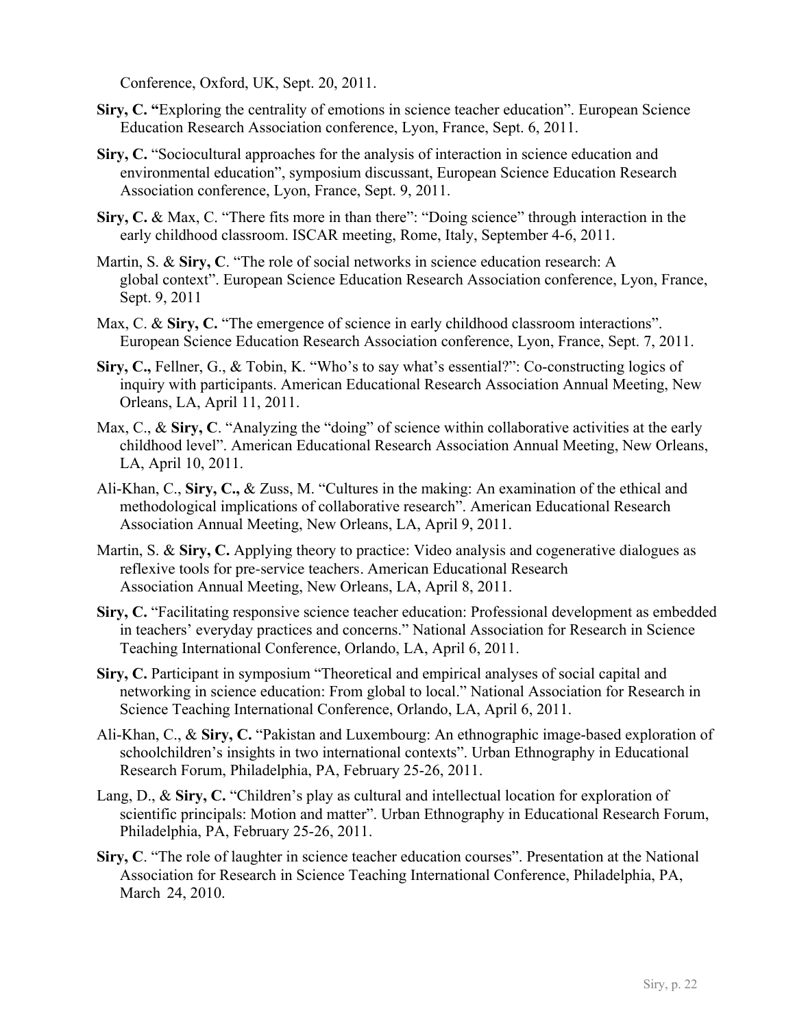Conference, Oxford, UK, Sept. 20, 2011.

**Siry, C. "**Exploring the centrality of emotions in science teacher education". European Science Education Research Association conference, Lyon, France, Sept. 6, 2011.

**Siry, C.** "Sociocultural approaches for the analysis of interaction in science education and environmental education", symposium discussant, European Science Education Research Association conference, Lyon, France, Sept. 9, 2011.

**Siry, C.** & Max, C. "There fits more in than there": "Doing science" through interaction in the early childhood classroom. ISCAR meeting, Rome, Italy, September 4-6, 2011.

Martin, S. & **Siry, C**. "The role of social networks in science education research: A global context". European Science Education Research Association conference, Lyon, France, Sept. 9, 2011

Max, C. & **Siry, C.** "The emergence of science in early childhood classroom interactions". European Science Education Research Association conference, Lyon, France, Sept. 7, 2011.

**Siry, C.,** Fellner, G., & Tobin, K. "Who's to say what's essential?": Co-constructing logics of inquiry with participants. American Educational Research Association Annual Meeting, New Orleans, LA, April 11, 2011.

Max, C., & **Siry, C**. "Analyzing the "doing" of science within collaborative activities at the early childhood level". American Educational Research Association Annual Meeting, New Orleans, LA, April 10, 2011.

Ali-Khan, C., **Siry, C.,** & Zuss, M. "Cultures in the making: An examination of the ethical and methodological implications of collaborative research". American Educational Research Association Annual Meeting, New Orleans, LA, April 9, 2011.

Martin, S. & **Siry, C.** Applying theory to practice: Video analysis and cogenerative dialogues as reflexive tools for pre-service teachers. American Educational Research Association Annual Meeting, New Orleans, LA, April 8, 2011.

**Siry, C.** "Facilitating responsive science teacher education: Professional development as embedded in teachers' everyday practices and concerns." National Association for Research in Science Teaching International Conference, Orlando, LA, April 6, 2011.

**Siry, C.** Participant in symposium "Theoretical and empirical analyses of social capital and networking in science education: From global to local." National Association for Research in Science Teaching International Conference, Orlando, LA, April 6, 2011.

Ali-Khan, C., & **Siry, C.** "Pakistan and Luxembourg: An ethnographic image-based exploration of schoolchildren's insights in two international contexts". Urban Ethnography in Educational Research Forum, Philadelphia, PA, February 25-26, 2011.

Lang, D., & **Siry, C.** "Children's play as cultural and intellectual location for exploration of scientific principals: Motion and matter". Urban Ethnography in Educational Research Forum, Philadelphia, PA, February 25-26, 2011.

**Siry, C**. "The role of laughter in science teacher education courses". Presentation at the National Association for Research in Science Teaching International Conference, Philadelphia, PA, March 24, 2010.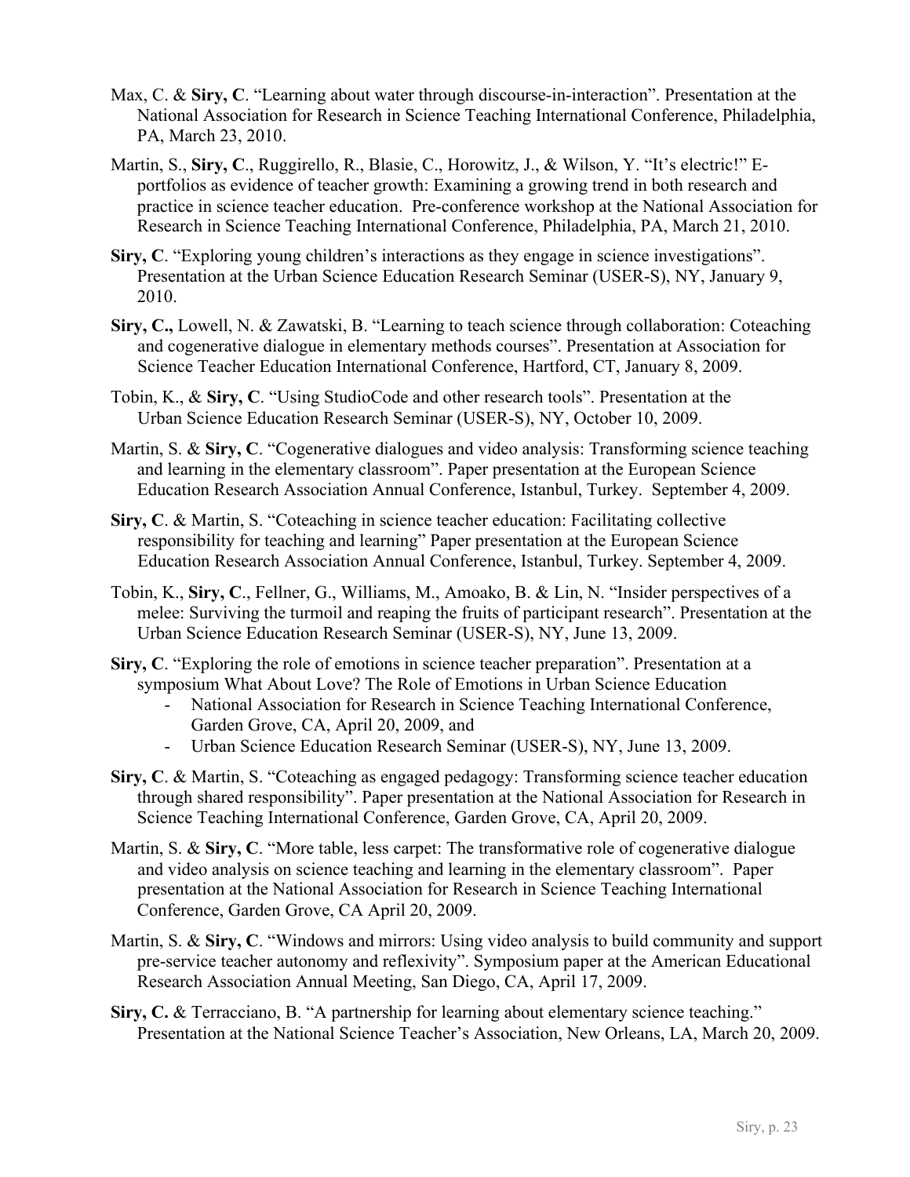Max, C. & **Siry, C**. "Learning about water through discourse-in-interaction". Presentation at the National Association for Research in Science Teaching International Conference, Philadelphia, PA, March 23, 2010.

Martin, S., **Siry, C**., Ruggirello, R., Blasie, C., Horowitz, J., & Wilson, Y. "It's electric!" E-portfolios as evidence of teacher growth: Examining a growing trend in both research and practice in science teacher education. Pre-conference workshop at the National Association for Research in Science Teaching International Conference, Philadelphia, PA, March 21, 2010.

**Siry, C**. "Exploring young children's interactions as they engage in science investigations". Presentation at the Urban Science Education Research Seminar (USER-S), NY, January 9, 2010.

**Siry, C.,** Lowell, N. & Zawatski, B. "Learning to teach science through collaboration: Coteaching and cogenerative dialogue in elementary methods courses". Presentation at Association for Science Teacher Education International Conference, Hartford, CT, January 8, 2009.

Tobin, K., & **Siry, C**. "Using StudioCode and other research tools". Presentation at the Urban Science Education Research Seminar (USER-S), NY, October 10, 2009.

Martin, S. & **Siry, C**. "Cogenerative dialogues and video analysis: Transforming science teaching and learning in the elementary classroom". Paper presentation at the European Science Education Research Association Annual Conference, Istanbul, Turkey. September 4, 2009.

**Siry, C**. & Martin, S. "Coteaching in science teacher education: Facilitating collective responsibility for teaching and learning" Paper presentation at the European Science Education Research Association Annual Conference, Istanbul, Turkey. September 4, 2009.

Tobin, K., **Siry, C**., Fellner, G., Williams, M., Amoako, B. & Lin, N. "Insider perspectives of a melee: Surviving the turmoil and reaping the fruits of participant research". Presentation at the Urban Science Education Research Seminar (USER-S), NY, June 13, 2009.

**Siry, C**. "Exploring the role of emotions in science teacher preparation". Presentation at a symposium What About Love? The Role of Emotions in Urban Science Education

- National Association for Research in Science Teaching International Conference, Garden Grove, CA, April 20, 2009, and
- Urban Science Education Research Seminar (USER-S), NY, June 13, 2009.

**Siry, C**. & Martin, S. "Coteaching as engaged pedagogy: Transforming science teacher education through shared responsibility". Paper presentation at the National Association for Research in Science Teaching International Conference, Garden Grove, CA, April 20, 2009.

Martin, S. & **Siry, C**. "More table, less carpet: The transformative role of cogenerative dialogue and video analysis on science teaching and learning in the elementary classroom". Paper presentation at the National Association for Research in Science Teaching International Conference, Garden Grove, CA April 20, 2009.

Martin, S. & **Siry, C**. "Windows and mirrors: Using video analysis to build community and support pre-service teacher autonomy and reflexivity". Symposium paper at the American Educational Research Association Annual Meeting, San Diego, CA, April 17, 2009.

**Siry, C.** & Terracciano, B. "A partnership for learning about elementary science teaching." Presentation at the National Science Teacher's Association, New Orleans, LA, March 20, 2009.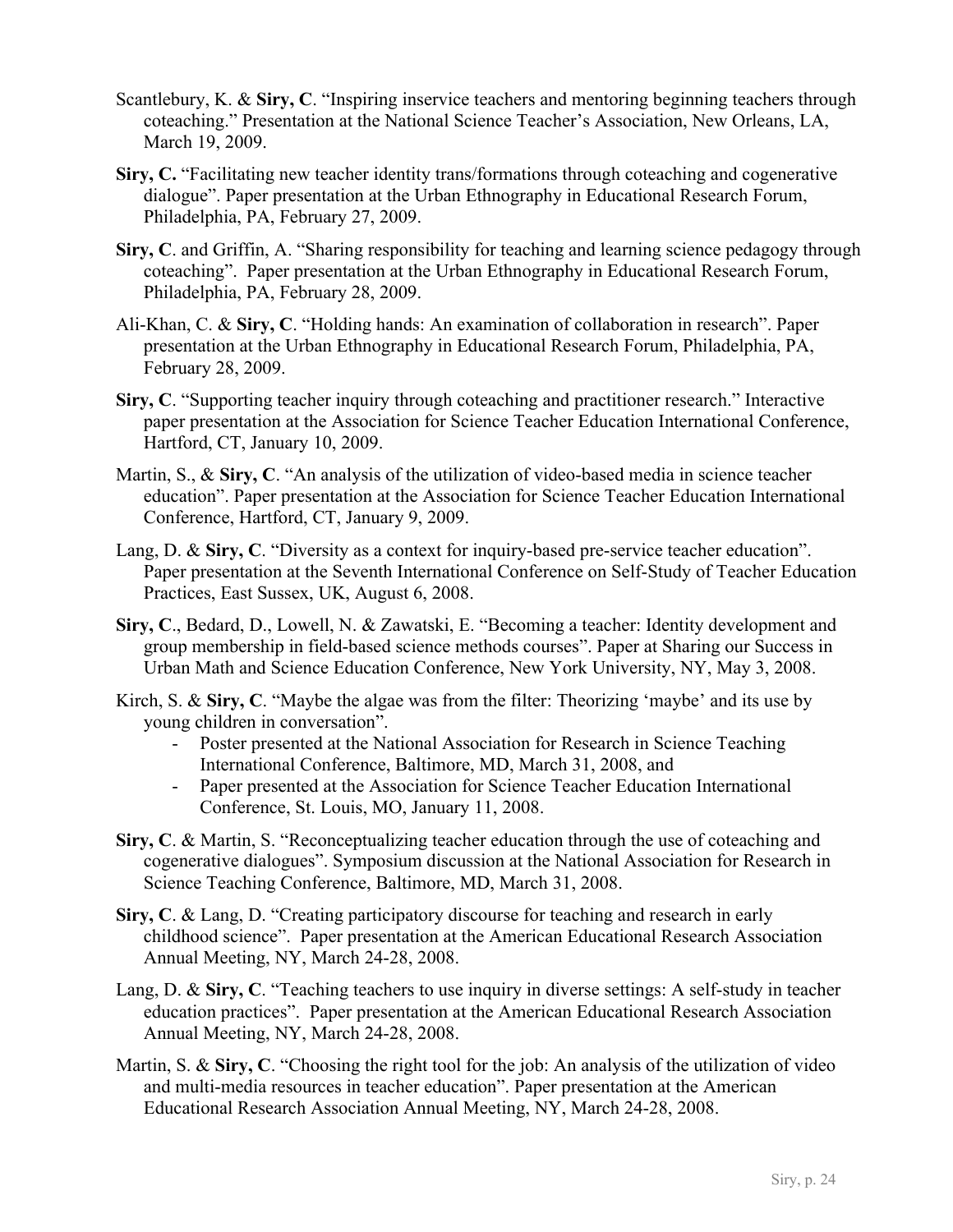Scantlebury, K. & **Siry, C**. "Inspiring inservice teachers and mentoring beginning teachers through coteaching." Presentation at the National Science Teacher's Association, New Orleans, LA, March 19, 2009.

**Siry, C.** "Facilitating new teacher identity trans/formations through coteaching and cogenerative dialogue". Paper presentation at the Urban Ethnography in Educational Research Forum, Philadelphia, PA, February 27, 2009.

**Siry, C**. and Griffin, A. "Sharing responsibility for teaching and learning science pedagogy through coteaching". Paper presentation at the Urban Ethnography in Educational Research Forum, Philadelphia, PA, February 28, 2009.

Ali-Khan, C. & **Siry, C**. "Holding hands: An examination of collaboration in research". Paper presentation at the Urban Ethnography in Educational Research Forum, Philadelphia, PA, February 28, 2009.

**Siry, C**. "Supporting teacher inquiry through coteaching and practitioner research." Interactive paper presentation at the Association for Science Teacher Education International Conference, Hartford, CT, January 10, 2009.

Martin, S., & **Siry, C**. "An analysis of the utilization of video-based media in science teacher education". Paper presentation at the Association for Science Teacher Education International Conference, Hartford, CT, January 9, 2009.

Lang, D. & **Siry, C**. "Diversity as a context for inquiry-based pre-service teacher education". Paper presentation at the Seventh International Conference on Self-Study of Teacher Education Practices, East Sussex, UK, August 6, 2008.

**Siry, C**., Bedard, D., Lowell, N. & Zawatski, E. "Becoming a teacher: Identity development and group membership in field-based science methods courses". Paper at Sharing our Success in Urban Math and Science Education Conference, New York University, NY, May 3, 2008.

Kirch, S. & **Siry, C**. "Maybe the algae was from the filter: Theorizing 'maybe' and its use by young children in conversation".

- Poster presented at the National Association for Research in Science Teaching International Conference, Baltimore, MD, March 31, 2008, and
- Paper presented at the Association for Science Teacher Education International Conference, St. Louis, MO, January 11, 2008.

**Siry, C**. & Martin, S. "Reconceptualizing teacher education through the use of coteaching and cogenerative dialogues". Symposium discussion at the National Association for Research in Science Teaching Conference, Baltimore, MD, March 31, 2008.

**Siry, C**. & Lang, D. "Creating participatory discourse for teaching and research in early childhood science". Paper presentation at the American Educational Research Association Annual Meeting, NY, March 24-28, 2008.

Lang, D. & **Siry, C**. "Teaching teachers to use inquiry in diverse settings: A self-study in teacher education practices". Paper presentation at the American Educational Research Association Annual Meeting, NY, March 24-28, 2008.

Martin, S. & **Siry, C**. "Choosing the right tool for the job: An analysis of the utilization of video and multi-media resources in teacher education". Paper presentation at the American Educational Research Association Annual Meeting, NY, March 24-28, 2008.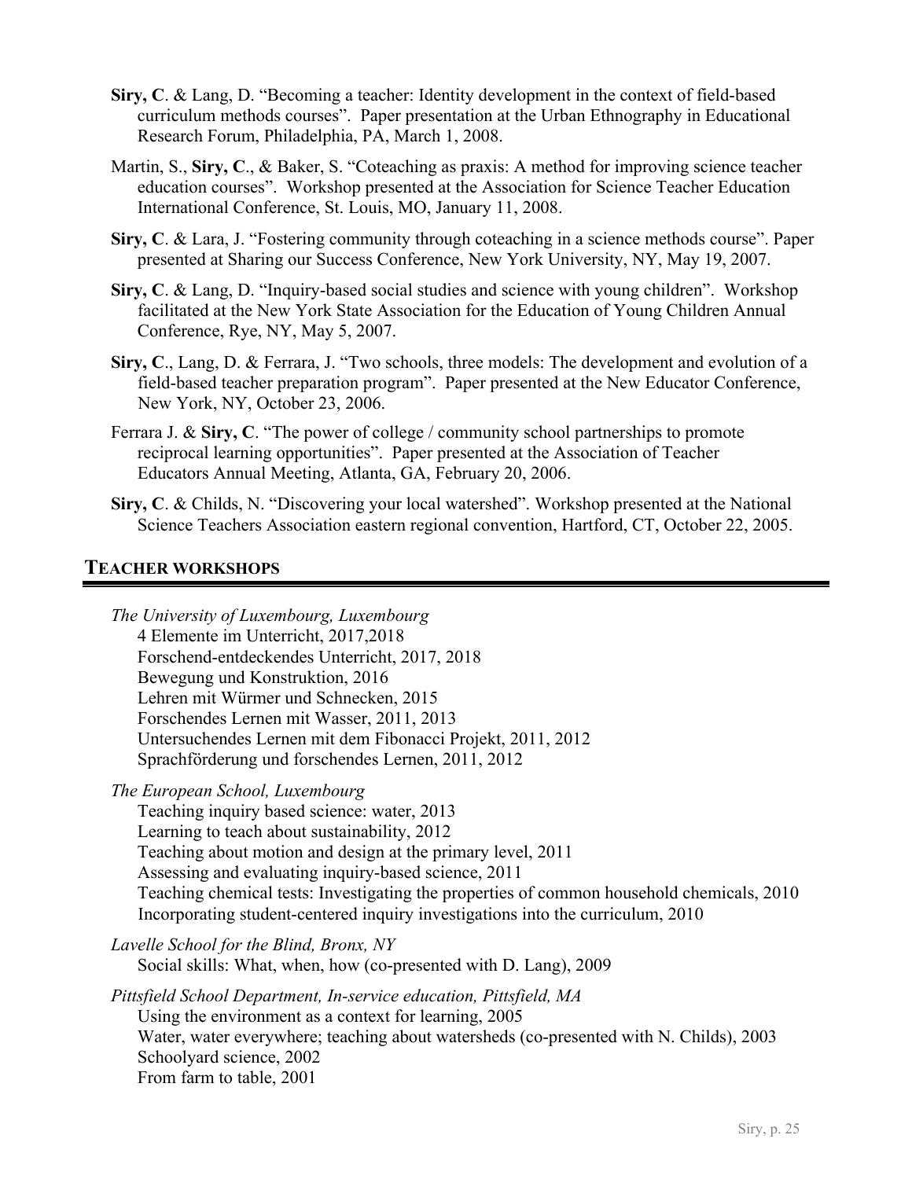**Siry, C**. & Lang, D. "Becoming a teacher: Identity development in the context of field-based curriculum methods courses". Paper presentation at the Urban Ethnography in Educational Research Forum, Philadelphia, PA, March 1, 2008.

Martin, S., **Siry, C**., & Baker, S. "Coteaching as praxis: A method for improving science teacher education courses". Workshop presented at the Association for Science Teacher Education International Conference, St. Louis, MO, January 11, 2008.

**Siry, C**. & Lara, J. "Fostering community through coteaching in a science methods course". Paper presented at Sharing our Success Conference, New York University, NY, May 19, 2007.

**Siry, C**. & Lang, D. "Inquiry-based social studies and science with young children". Workshop facilitated at the New York State Association for the Education of Young Children Annual Conference, Rye, NY, May 5, 2007.

**Siry, C**., Lang, D. & Ferrara, J. "Two schools, three models: The development and evolution of a field-based teacher preparation program". Paper presented at the New Educator Conference, New York, NY, October 23, 2006.

Ferrara J. & **Siry, C**. "The power of college / community school partnerships to promote reciprocal learning opportunities". Paper presented at the Association of Teacher Educators Annual Meeting, Atlanta, GA, February 20, 2006.

**Siry, C**. & Childs, N. "Discovering your local watershed". Workshop presented at the National Science Teachers Association eastern regional convention, Hartford, CT, October 22, 2005.

## TEACHER WORKSHOPS

*The University of Luxembourg, Luxembourg*
4 Elemente im Unterricht, 2017,2018
Forschend-entdeckendes Unterricht, 2017, 2018
Bewegung und Konstruktion, 2016
Lehren mit Würmer und Schnecken, 2015
Forschendes Lernen mit Wasser, 2011, 2013
Untersuchendes Lernen mit dem Fibonacci Projekt, 2011, 2012
Sprachförderung und forschendes Lernen, 2011, 2012

*The European School, Luxembourg*
Teaching inquiry based science: water, 2013
Learning to teach about sustainability, 2012
Teaching about motion and design at the primary level, 2011
Assessing and evaluating inquiry-based science, 2011
Teaching chemical tests: Investigating the properties of common household chemicals, 2010
Incorporating student-centered inquiry investigations into the curriculum, 2010

*Lavelle School for the Blind, Bronx, NY*
Social skills: What, when, how (co-presented with D. Lang), 2009

*Pittsfield School Department, In-service education, Pittsfield, MA*
Using the environment as a context for learning, 2005
Water, water everywhere; teaching about watersheds (co-presented with N. Childs), 2003
Schoolyard science, 2002
From farm to table, 2001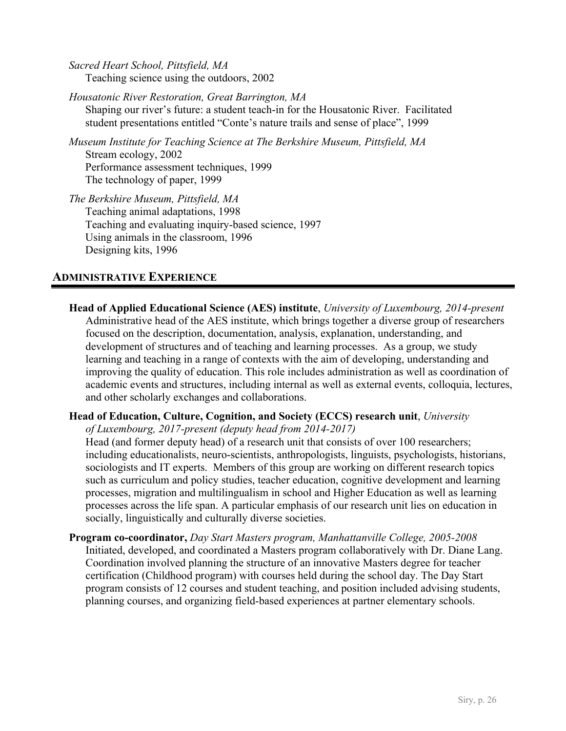*Sacred Heart School, Pittsfield, MA*
Teaching science using the outdoors, 2002

*Housatonic River Restoration, Great Barrington, MA*
Shaping our river's future: a student teach-in for the Housatonic River. Facilitated student presentations entitled "Conte's nature trails and sense of place", 1999

*Museum Institute for Teaching Science at The Berkshire Museum, Pittsfield, MA*
Stream ecology, 2002
Performance assessment techniques, 1999
The technology of paper, 1999

*The Berkshire Museum, Pittsfield, MA*
Teaching animal adaptations, 1998
Teaching and evaluating inquiry-based science, 1997
Using animals in the classroom, 1996
Designing kits, 1996

## ADMINISTRATIVE EXPERIENCE

**Head of Applied Educational Science (AES) institute**, *University of Luxembourg, 2014-present*
Administrative head of the AES institute, which brings together a diverse group of researchers focused on the description, documentation, analysis, explanation, understanding, and development of structures and of teaching and learning processes. As a group, we study learning and teaching in a range of contexts with the aim of developing, understanding and improving the quality of education. This role includes administration as well as coordination of academic events and structures, including internal as well as external events, colloquia, lectures, and other scholarly exchanges and collaborations.

**Head of Education, Culture, Cognition, and Society (ECCS) research unit**, *University of Luxembourg, 2017-present (deputy head from 2014-2017)*
Head (and former deputy head) of a research unit that consists of over 100 researchers; including educationalists, neuro-scientists, anthropologists, linguists, psychologists, historians, sociologists and IT experts. Members of this group are working on different research topics such as curriculum and policy studies, teacher education, cognitive development and learning processes, migration and multilingualism in school and Higher Education as well as learning processes across the life span. A particular emphasis of our research unit lies on education in socially, linguistically and culturally diverse societies.

**Program co-coordinator,** *Day Start Masters program, Manhattanville College, 2005-2008*
Initiated, developed, and coordinated a Masters program collaboratively with Dr. Diane Lang. Coordination involved planning the structure of an innovative Masters degree for teacher certification (Childhood program) with courses held during the school day. The Day Start program consists of 12 courses and student teaching, and position included advising students, planning courses, and organizing field-based experiences at partner elementary schools.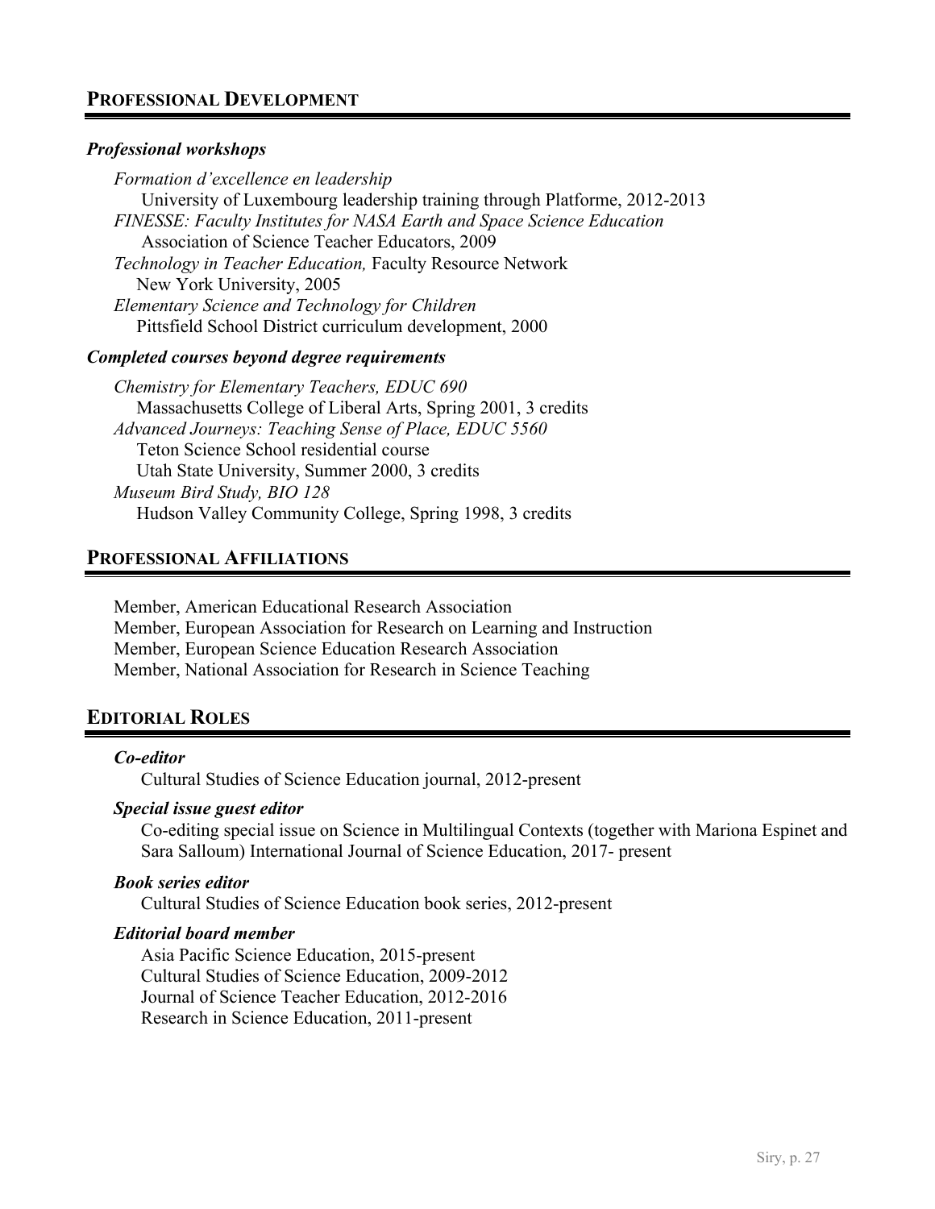## PROFESSIONAL DEVELOPMENT

### *Professional workshops*

*Formation d'excellence en leadership*
University of Luxembourg leadership training through Platforme, 2012-2013

*FINESSE: Faculty Institutes for NASA Earth and Space Science Education*
Association of Science Teacher Educators, 2009

*Technology in Teacher Education,* Faculty Resource Network
New York University, 2005

*Elementary Science and Technology for Children*
Pittsfield School District curriculum development, 2000

### *Completed courses beyond degree requirements*

*Chemistry for Elementary Teachers, EDUC 690*
Massachusetts College of Liberal Arts, Spring 2001, 3 credits

*Advanced Journeys: Teaching Sense of Place, EDUC 5560*
Teton Science School residential course
Utah State University, Summer 2000, 3 credits

*Museum Bird Study, BIO 128*
Hudson Valley Community College, Spring 1998, 3 credits

## PROFESSIONAL AFFILIATIONS

Member, American Educational Research Association
Member, European Association for Research on Learning and Instruction
Member, European Science Education Research Association
Member, National Association for Research in Science Teaching

## EDITORIAL ROLES

### *Co-editor*

Cultural Studies of Science Education journal, 2012-present

### *Special issue guest editor*

Co-editing special issue on Science in Multilingual Contexts (together with Mariona Espinet and Sara Salloum) International Journal of Science Education, 2017- present

### *Book series editor*

Cultural Studies of Science Education book series, 2012-present

### *Editorial board member*

Asia Pacific Science Education, 2015-present
Cultural Studies of Science Education, 2009-2012
Journal of Science Teacher Education, 2012-2016
Research in Science Education, 2011-present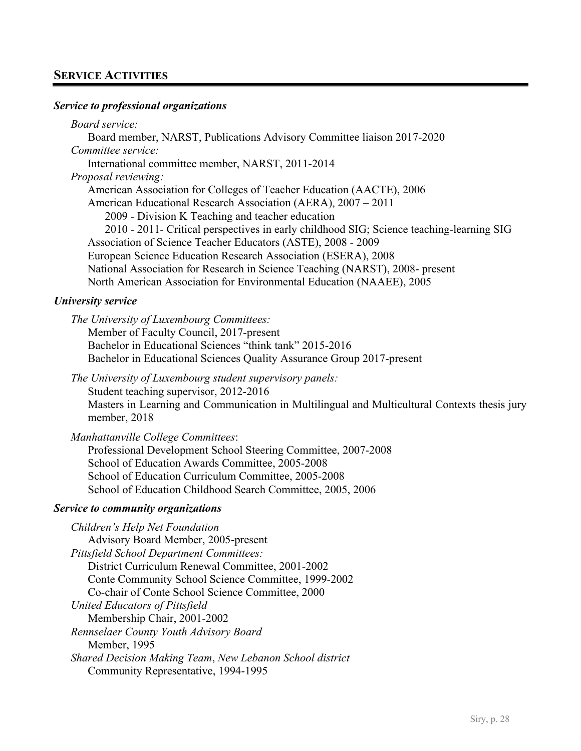## SERVICE ACTIVITIES

### *Service to professional organizations*

*Board service:*

Board member, NARST, Publications Advisory Committee liaison 2017-2020

*Committee service:*

International committee member, NARST, 2011-2014

*Proposal reviewing:*

American Association for Colleges of Teacher Education (AACTE), 2006
American Educational Research Association (AERA), 2007 – 2011
  2009 - Division K Teaching and teacher education
  2010 - 2011- Critical perspectives in early childhood SIG; Science teaching-learning SIG
Association of Science Teacher Educators (ASTE), 2008 - 2009
European Science Education Research Association (ESERA), 2008
National Association for Research in Science Teaching (NARST), 2008- present
North American Association for Environmental Education (NAAEE), 2005

### *University service*

*The University of Luxembourg Committees:*

Member of Faculty Council, 2017-present
Bachelor in Educational Sciences "think tank" 2015-2016
Bachelor in Educational Sciences Quality Assurance Group 2017-present

*The University of Luxembourg student supervisory panels:*

Student teaching supervisor, 2012-2016
Masters in Learning and Communication in Multilingual and Multicultural Contexts thesis jury member, 2018

*Manhattanville College Committees*:

Professional Development School Steering Committee, 2007-2008
School of Education Awards Committee, 2005-2008
School of Education Curriculum Committee, 2005-2008
School of Education Childhood Search Committee, 2005, 2006

### *Service to community organizations*

*Children's Help Net Foundation*
Advisory Board Member, 2005-present

*Pittsfield School Department Committees:*
District Curriculum Renewal Committee, 2001-2002
Conte Community School Science Committee, 1999-2002
Co-chair of Conte School Science Committee, 2000

*United Educators of Pittsfield*
Membership Chair, 2001-2002

*Rennselaer County Youth Advisory Board*
Member, 1995

*Shared Decision Making Team*, *New Lebanon School district*
Community Representative, 1994-1995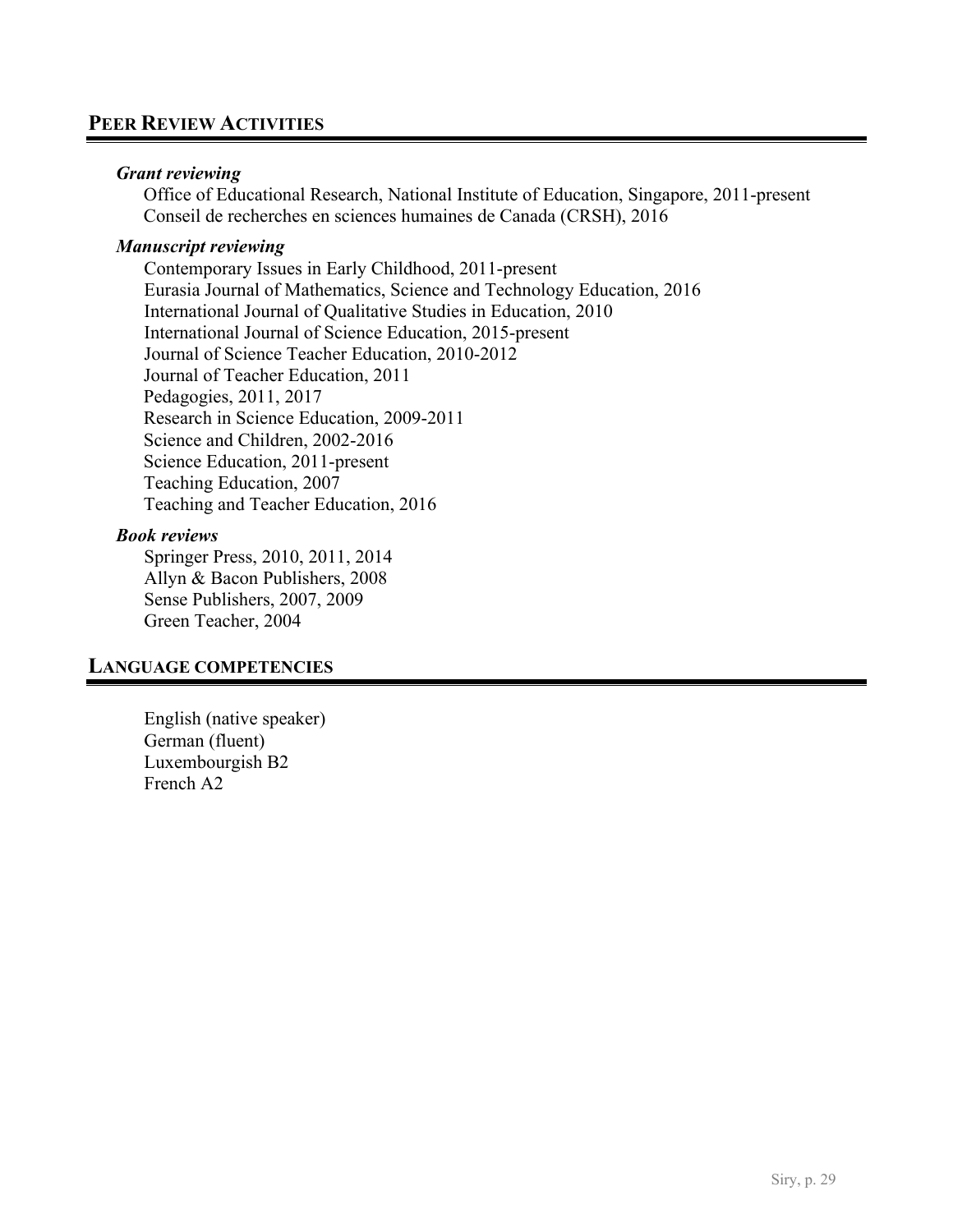## PEER REVIEW ACTIVITIES

***Grant reviewing***

Office of Educational Research, National Institute of Education, Singapore, 2011-present
Conseil de recherches en sciences humaines de Canada (CRSH), 2016

***Manuscript reviewing***

Contemporary Issues in Early Childhood, 2011-present
Eurasia Journal of Mathematics, Science and Technology Education, 2016
International Journal of Qualitative Studies in Education, 2010
International Journal of Science Education, 2015-present
Journal of Science Teacher Education, 2010-2012
Journal of Teacher Education, 2011
Pedagogies, 2011, 2017
Research in Science Education, 2009-2011
Science and Children, 2002-2016
Science Education, 2011-present
Teaching Education, 2007
Teaching and Teacher Education, 2016

***Book reviews***

Springer Press, 2010, 2011, 2014
Allyn & Bacon Publishers, 2008
Sense Publishers, 2007, 2009
Green Teacher, 2004

## LANGUAGE COMPETENCIES

English (native speaker)
German (fluent)
Luxembourgish B2
French A2